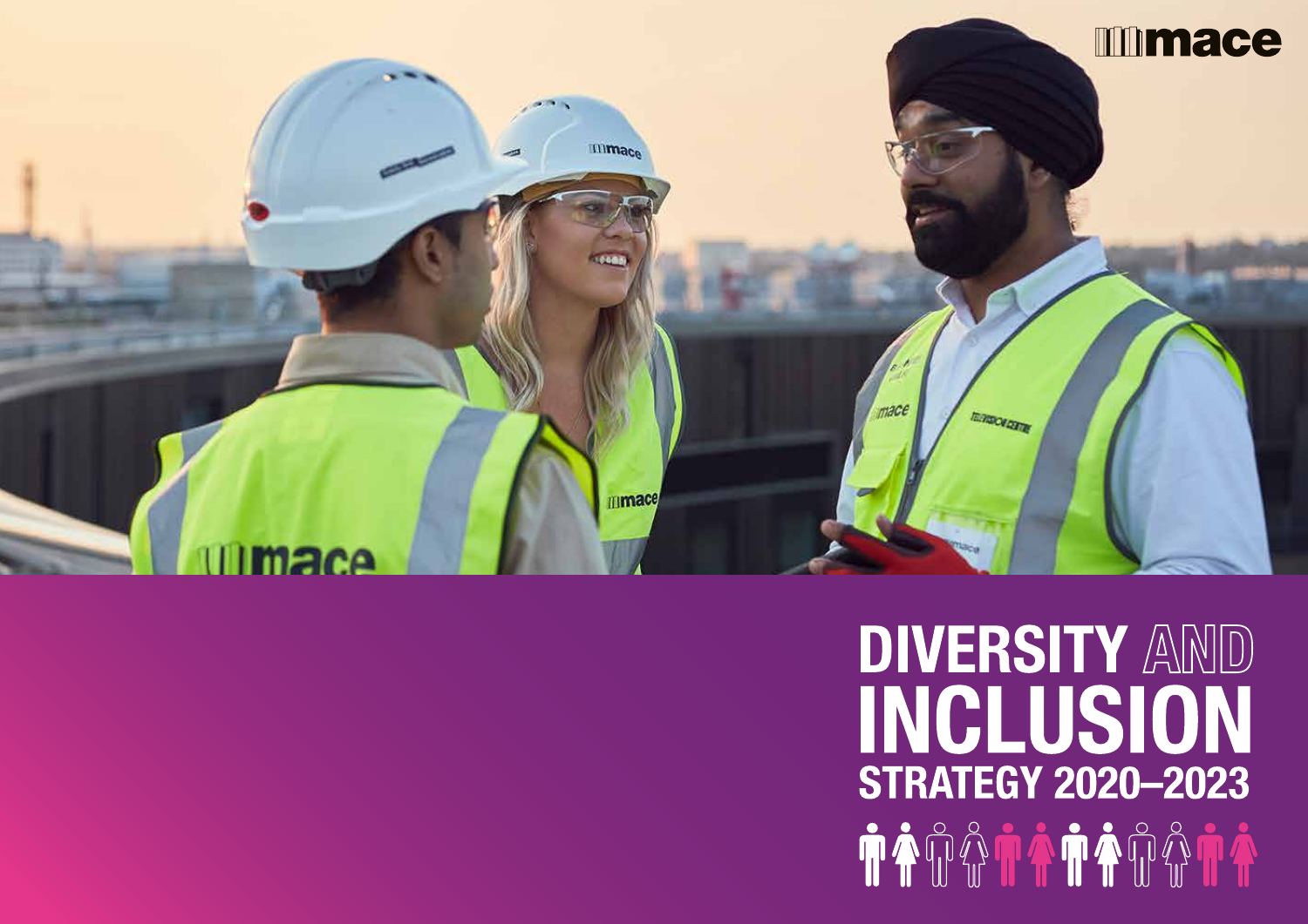mace

# DIVERSITY AND INCLUSION STRATEGY 2020–2023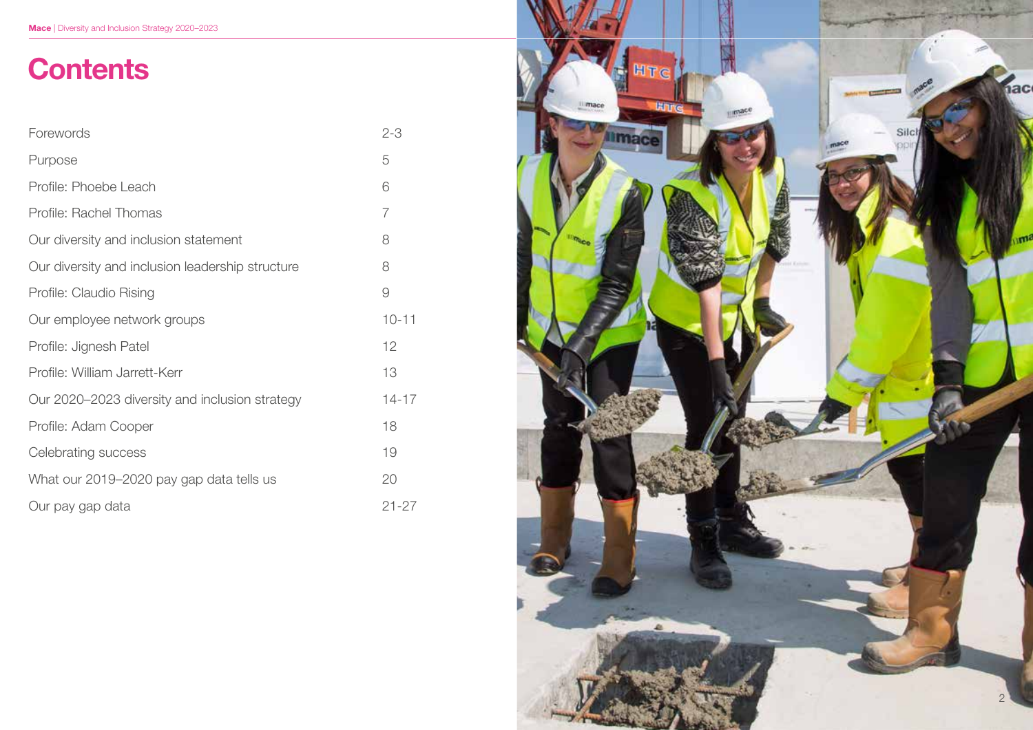# Contents

| | |
|---|---|
| Forewords | 2-3 |
| Purpose | 5 |
| Profile: Phoebe Leach | 6 |
| Profile: Rachel Thomas | 7 |
| Our diversity and inclusion statement | 8 |
| Our diversity and inclusion leadership structure | 8 |
| Profile: Claudio Rising | 9 |
| Our employee network groups | 10-11 |
| Profile: Jignesh Patel | 12 |
| Profile: William Jarrett-Kerr | 13 |
| Our 2020–2023 diversity and inclusion strategy | 14-17 |
| Profile: Adam Cooper | 18 |
| Celebrating success | 19 |
| What our 2019–2020 pay gap data tells us | 20 |
| Our pay gap data | 21-27 |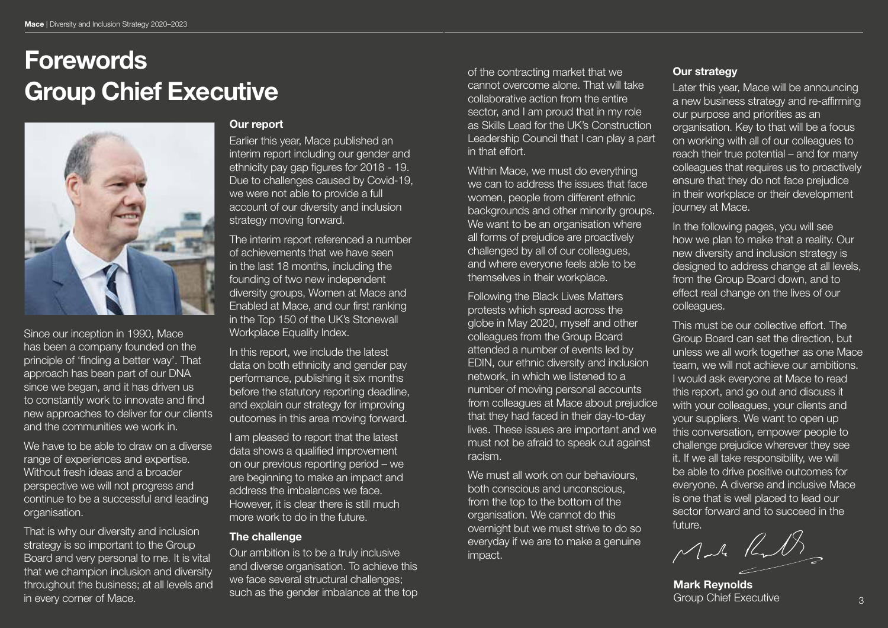# Forewords
# Group Chief Executive

Since our inception in 1990, Mace has been a company founded on the principle of 'finding a better way'. That approach has been part of our DNA since we began, and it has driven us to constantly work to innovate and find new approaches to deliver for our clients and the communities we work in.

We have to be able to draw on a diverse range of experiences and expertise. Without fresh ideas and a broader perspective we will not progress and continue to be a successful and leading organisation.

That is why our diversity and inclusion strategy is so important to the Group Board and very personal to me. It is vital that we champion inclusion and diversity throughout the business; at all levels and in every corner of Mace.

### Our report

Earlier this year, Mace published an interim report including our gender and ethnicity pay gap figures for 2018 - 19. Due to challenges caused by Covid-19, we were not able to provide a full account of our diversity and inclusion strategy moving forward.

The interim report referenced a number of achievements that we have seen in the last 18 months, including the founding of two new independent diversity groups, Women at Mace and Enabled at Mace, and our first ranking in the Top 150 of the UK's Stonewall Workplace Equality Index.

In this report, we include the latest data on both ethnicity and gender pay performance, publishing it six months before the statutory reporting deadline, and explain our strategy for improving outcomes in this area moving forward.

I am pleased to report that the latest data shows a qualified improvement on our previous reporting period – we are beginning to make an impact and address the imbalances we face. However, it is clear there is still much more work to do in the future.

### The challenge

Our ambition is to be a truly inclusive and diverse organisation. To achieve this we face several structural challenges; such as the gender imbalance at the top of the contracting market that we cannot overcome alone. That will take collaborative action from the entire sector, and I am proud that in my role as Skills Lead for the UK's Construction Leadership Council that I can play a part in that effort.

Within Mace, we must do everything we can to address the issues that face women, people from different ethnic backgrounds and other minority groups. We want to be an organisation where all forms of prejudice are proactively challenged by all of our colleagues, and where everyone feels able to be themselves in their workplace.

Following the Black Lives Matters protests which spread across the globe in May 2020, myself and other colleagues from the Group Board attended a number of events led by EDIN, our ethnic diversity and inclusion network, in which we listened to a number of moving personal accounts from colleagues at Mace about prejudice that they had faced in their day-to-day lives. These issues are important and we must not be afraid to speak out against racism.

We must all work on our behaviours, both conscious and unconscious, from the top to the bottom of the organisation. We cannot do this overnight but we must strive to do so everyday if we are to make a genuine impact.

### Our strategy

Later this year, Mace will be announcing a new business strategy and re-affirming our purpose and priorities as an organisation. Key to that will be a focus on working with all of our colleagues to reach their true potential – and for many colleagues that requires us to proactively ensure that they do not face prejudice in their workplace or their development journey at Mace.

In the following pages, you will see how we plan to make that a reality. Our new diversity and inclusion strategy is designed to address change at all levels, from the Group Board down, and to effect real change on the lives of our colleagues.

This must be our collective effort. The Group Board can set the direction, but unless we all work together as one Mace team, we will not achieve our ambitions. I would ask everyone at Mace to read this report, and go out and discuss it with your colleagues, your clients and your suppliers. We want to open up this conversation, empower people to challenge prejudice wherever they see it. If we all take responsibility, we will be able to drive positive outcomes for everyone. A diverse and inclusive Mace is one that is well placed to lead our sector forward and to succeed in the future.

**Mark Reynolds**
Group Chief Executive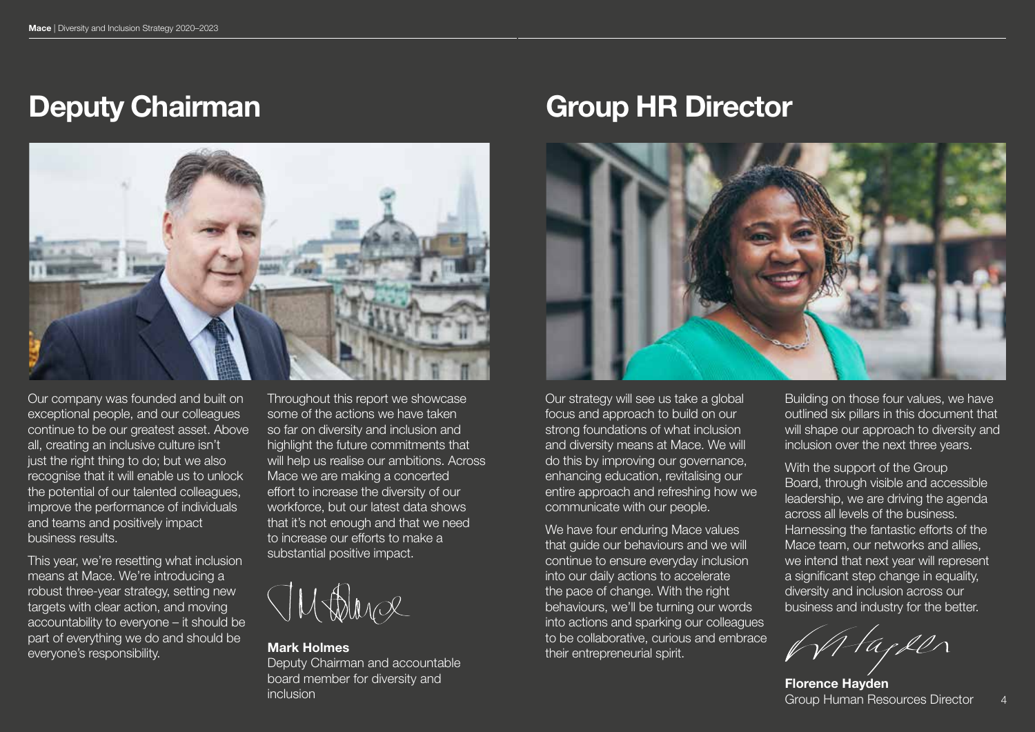## Deputy Chairman

Our company was founded and built on exceptional people, and our colleagues continue to be our greatest asset. Above all, creating an inclusive culture isn't just the right thing to do; but we also recognise that it will enable us to unlock the potential of our talented colleagues, improve the performance of individuals and teams and positively impact business results.

This year, we're resetting what inclusion means at Mace. We're introducing a robust three-year strategy, setting new targets with clear action, and moving accountability to everyone – it should be part of everything we do and should be everyone's responsibility.

Throughout this report we showcase some of the actions we have taken so far on diversity and inclusion and highlight the future commitments that will help us realise our ambitions. Across Mace we are making a concerted effort to increase the diversity of our workforce, but our latest data shows that it's not enough and that we need to increase our efforts to make a substantial positive impact.

**Mark Holmes**
Deputy Chairman and accountable board member for diversity and inclusion

## Group HR Director

Our strategy will see us take a global focus and approach to build on our strong foundations of what inclusion and diversity means at Mace. We will do this by improving our governance, enhancing education, revitalising our entire approach and refreshing how we communicate with our people.

We have four enduring Mace values that guide our behaviours and we will continue to ensure everyday inclusion into our daily actions to accelerate the pace of change. With the right behaviours, we'll be turning our words into actions and sparking our colleagues to be collaborative, curious and embrace their entrepreneurial spirit.

Building on those four values, we have outlined six pillars in this document that will shape our approach to diversity and inclusion over the next three years.

With the support of the Group Board, through visible and accessible leadership, we are driving the agenda across all levels of the business. Harnessing the fantastic efforts of the Mace team, our networks and allies, we intend that next year will represent a significant step change in equality, diversity and inclusion across our business and industry for the better.

**Florence Hayden**
Group Human Resources Director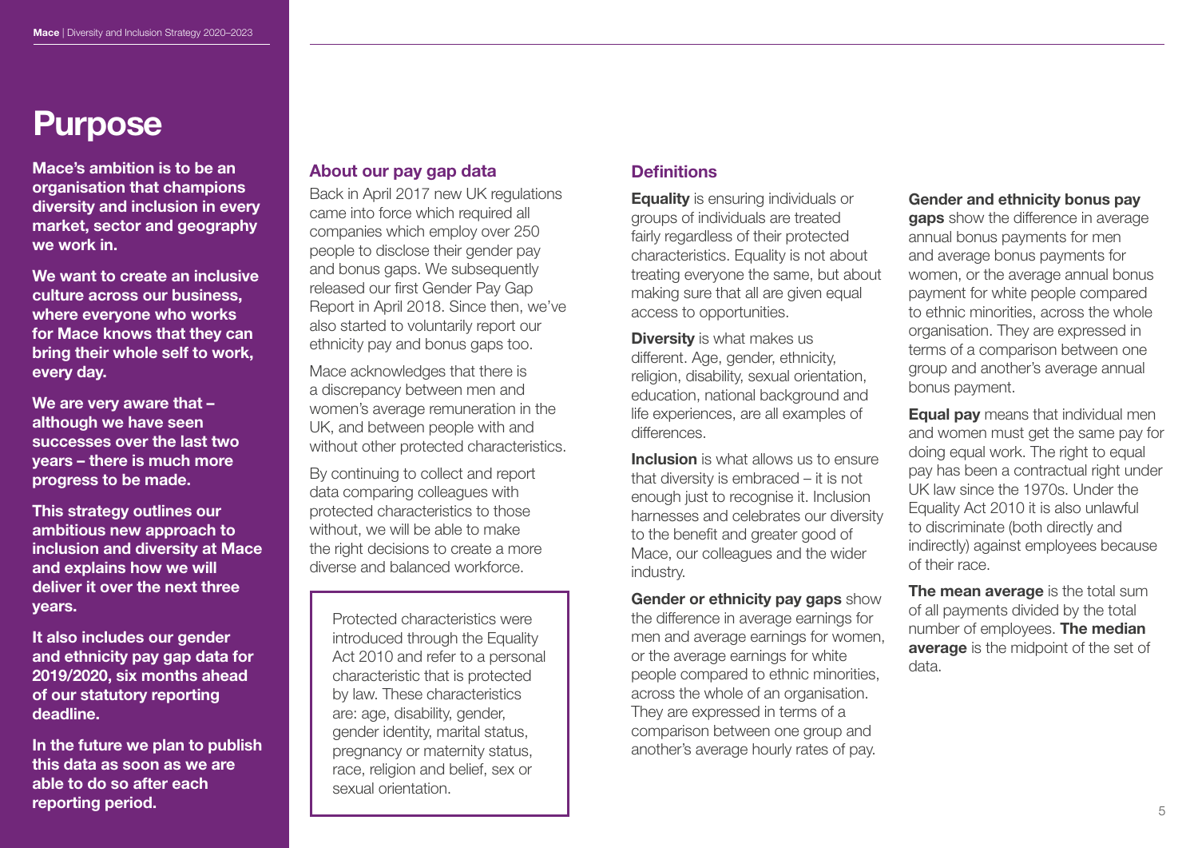# Purpose

**Mace's ambition is to be an organisation that champions diversity and inclusion in every market, sector and geography we work in.**

**We want to create an inclusive culture across our business, where everyone who works for Mace knows that they can bring their whole self to work, every day.**

**We are very aware that – although we have seen successes over the last two years – there is much more progress to be made.**

**This strategy outlines our ambitious new approach to inclusion and diversity at Mace and explains how we will deliver it over the next three years.**

**It also includes our gender and ethnicity pay gap data for 2019/2020, six months ahead of our statutory reporting deadline.**

**In the future we plan to publish this data as soon as we are able to do so after each reporting period.**

## About our pay gap data

Back in April 2017 new UK regulations came into force which required all companies which employ over 250 people to disclose their gender pay and bonus gaps. We subsequently released our first Gender Pay Gap Report in April 2018. Since then, we've also started to voluntarily report our ethnicity pay and bonus gaps too.

Mace acknowledges that there is a discrepancy between men and women's average remuneration in the UK, and between people with and without other protected characteristics.

By continuing to collect and report data comparing colleagues with protected characteristics to those without, we will be able to make the right decisions to create a more diverse and balanced workforce.

> Protected characteristics were introduced through the Equality Act 2010 and refer to a personal characteristic that is protected by law. These characteristics are: age, disability, gender, gender identity, marital status, pregnancy or maternity status, race, religion and belief, sex or sexual orientation.

## Definitions

**Equality** is ensuring individuals or groups of individuals are treated fairly regardless of their protected characteristics. Equality is not about treating everyone the same, but about making sure that all are given equal access to opportunities.

**Diversity** is what makes us different. Age, gender, ethnicity, religion, disability, sexual orientation, education, national background and life experiences, are all examples of differences.

**Inclusion** is what allows us to ensure that diversity is embraced – it is not enough just to recognise it. Inclusion harnesses and celebrates our diversity to the benefit and greater good of Mace, our colleagues and the wider industry.

**Gender or ethnicity pay gaps** show the difference in average earnings for men and average earnings for women, or the average earnings for white people compared to ethnic minorities, across the whole of an organisation. They are expressed in terms of a comparison between one group and another's average hourly rates of pay.

**Gender and ethnicity bonus pay gaps** show the difference in average annual bonus payments for men and average bonus payments for women, or the average annual bonus payment for white people compared to ethnic minorities, across the whole organisation. They are expressed in terms of a comparison between one group and another's average annual bonus payment.

**Equal pay** means that individual men and women must get the same pay for doing equal work. The right to equal pay has been a contractual right under UK law since the 1970s. Under the Equality Act 2010 it is also unlawful to discriminate (both directly and indirectly) against employees because of their race.

**The mean average** is the total sum of all payments divided by the total number of employees. **The median average** is the midpoint of the set of data.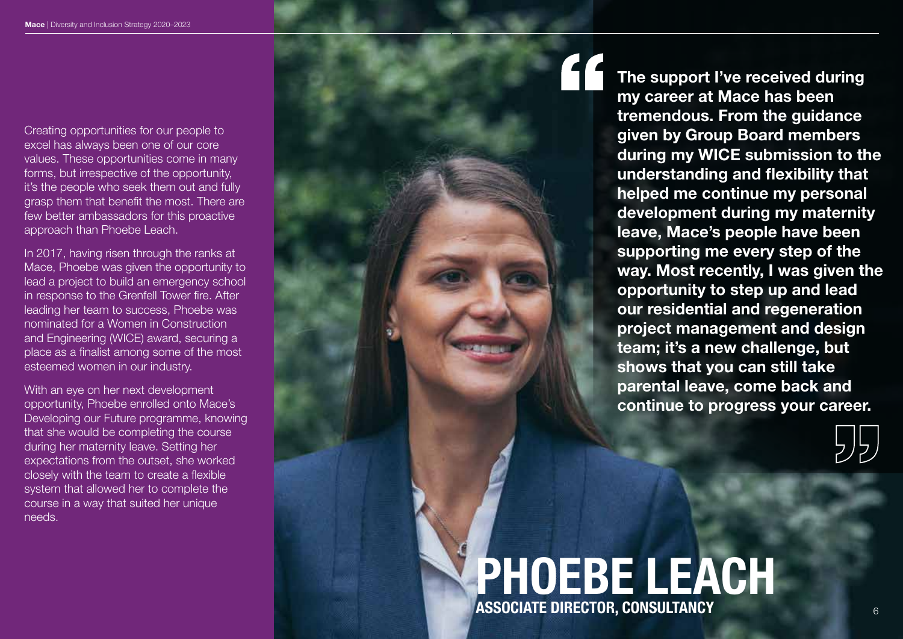# PHOEBE LEACH

**ASSOCIATE DIRECTOR, CONSULTANCY**

Creating opportunities for our people to excel has always been one of our core values. These opportunities come in many forms, but irrespective of the opportunity, it's the people who seek them out and fully grasp them that benefit the most. There are few better ambassadors for this proactive approach than Phoebe Leach.

In 2017, having risen through the ranks at Mace, Phoebe was given the opportunity to lead a project to build an emergency school in response to the Grenfell Tower fire. After leading her team to success, Phoebe was nominated for a Women in Construction and Engineering (WICE) award, securing a place as a finalist among some of the most esteemed women in our industry.

With an eye on her next development opportunity, Phoebe enrolled onto Mace's Developing our Future programme, knowing that she would be completing the course during her maternity leave. Setting her expectations from the outset, she worked closely with the team to create a flexible system that allowed her to complete the course in a way that suited her unique needs.

> **"The support I've received during my career at Mace has been tremendous. From the guidance given by Group Board members during my WICE submission to the understanding and flexibility that helped me continue my personal development during my maternity leave, Mace's people have been supporting me every step of the way. Most recently, I was given the opportunity to step up and lead our residential and regeneration project management and design team; it's a new challenge, but shows that you can still take parental leave, come back and continue to progress your career."**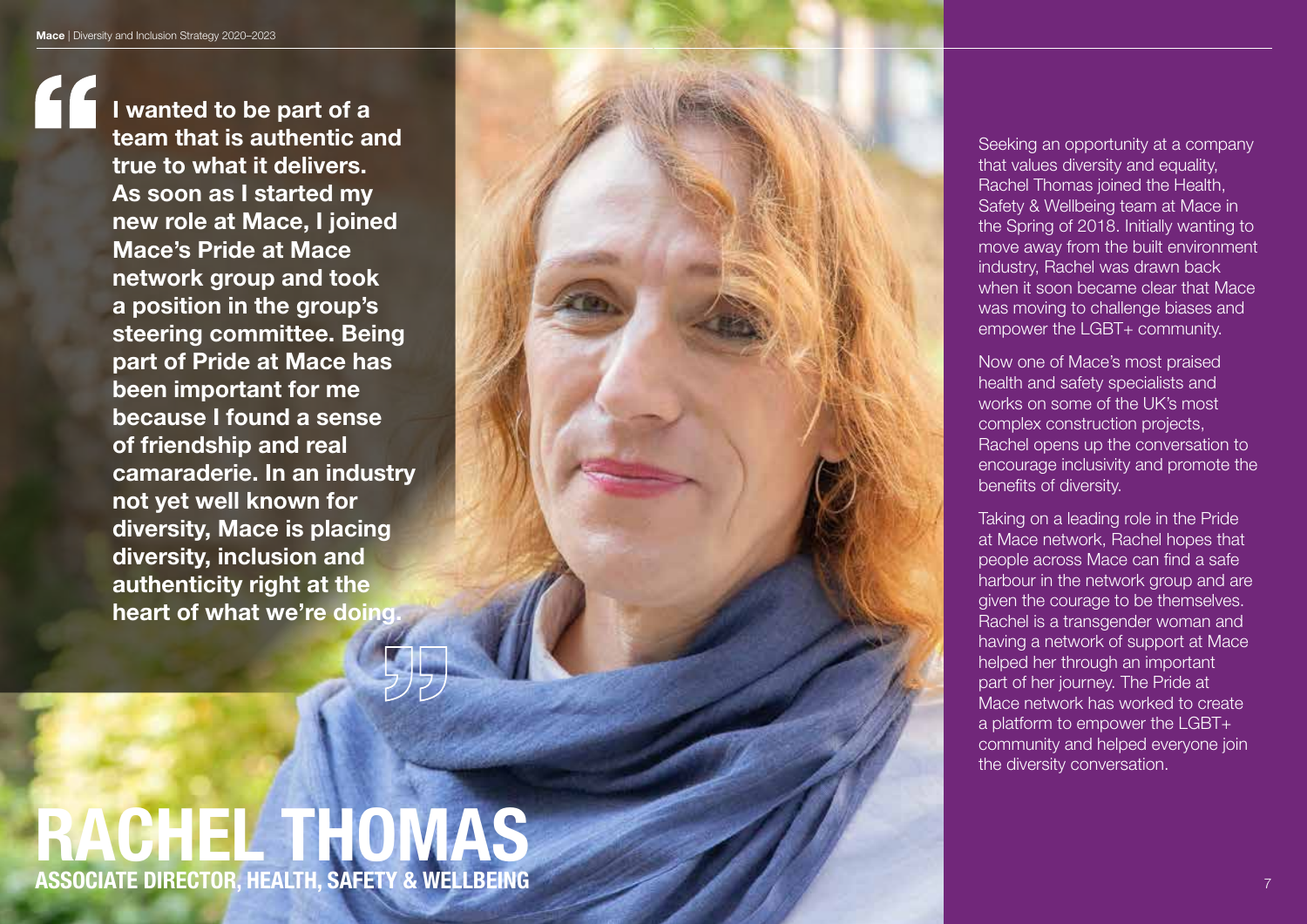> **I wanted to be part of a team that is authentic and true to what it delivers. As soon as I started my new role at Mace, I joined Mace's Pride at Mace network group and took a position in the group's steering committee. Being part of Pride at Mace has been important for me because I found a sense of friendship and real camaraderie. In an industry not yet well known for diversity, Mace is placing diversity, inclusion and authenticity right at the heart of what we're doing.**

# RACHEL THOMAS

**ASSOCIATE DIRECTOR, HEALTH, SAFETY & WELLBEING**

Seeking an opportunity at a company that values diversity and equality, Rachel Thomas joined the Health, Safety & Wellbeing team at Mace in the Spring of 2018. Initially wanting to move away from the built environment industry, Rachel was drawn back when it soon became clear that Mace was moving to challenge biases and empower the LGBT+ community.

Now one of Mace's most praised health and safety specialists and works on some of the UK's most complex construction projects, Rachel opens up the conversation to encourage inclusivity and promote the benefits of diversity.

Taking on a leading role in the Pride at Mace network, Rachel hopes that people across Mace can find a safe harbour in the network group and are given the courage to be themselves. Rachel is a transgender woman and having a network of support at Mace helped her through an important part of her journey. The Pride at Mace network has worked to create a platform to empower the LGBT+ community and helped everyone join the diversity conversation.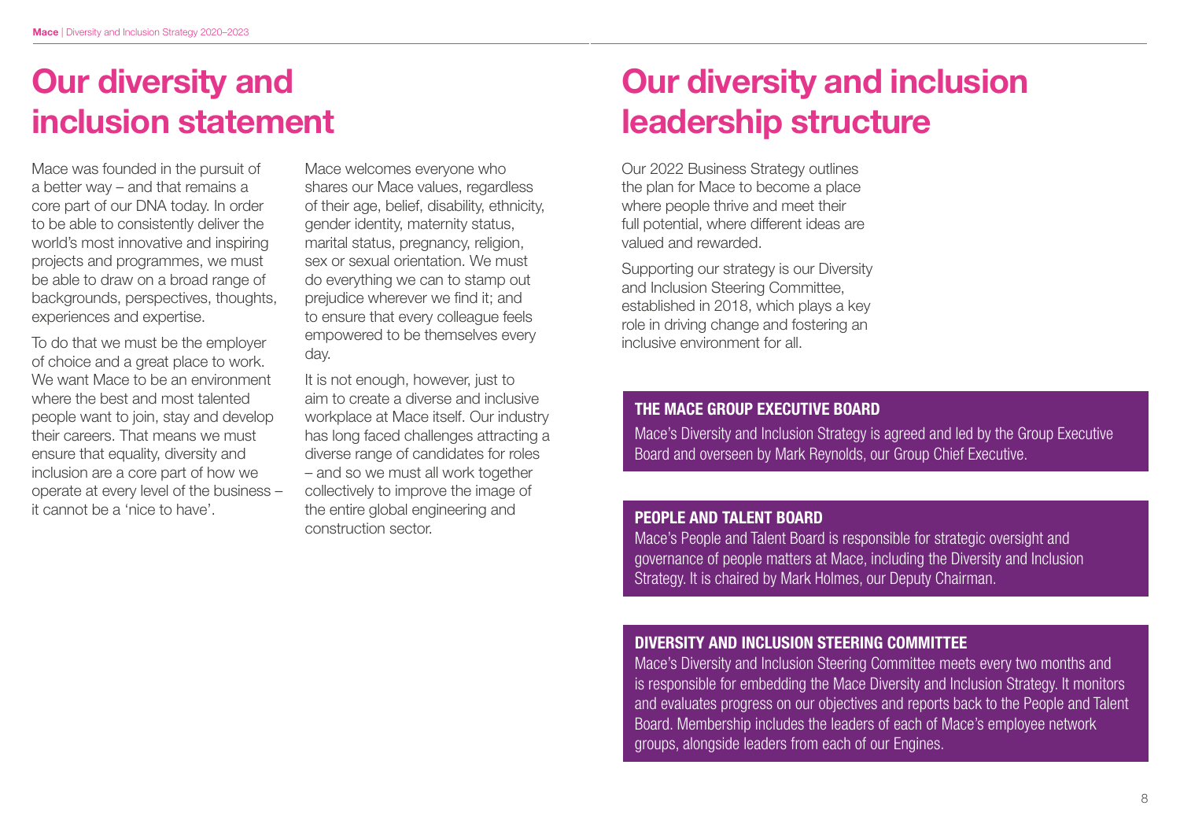# Our diversity and inclusion statement

Mace was founded in the pursuit of a better way – and that remains a core part of our DNA today. In order to be able to consistently deliver the world's most innovative and inspiring projects and programmes, we must be able to draw on a broad range of backgrounds, perspectives, thoughts, experiences and expertise.

To do that we must be the employer of choice and a great place to work. We want Mace to be an environment where the best and most talented people want to join, stay and develop their careers. That means we must ensure that equality, diversity and inclusion are a core part of how we operate at every level of the business – it cannot be a 'nice to have'.

Mace welcomes everyone who shares our Mace values, regardless of their age, belief, disability, ethnicity, gender identity, maternity status, marital status, pregnancy, religion, sex or sexual orientation. We must do everything we can to stamp out prejudice wherever we find it; and to ensure that every colleague feels empowered to be themselves every day.

It is not enough, however, just to aim to create a diverse and inclusive workplace at Mace itself. Our industry has long faced challenges attracting a diverse range of candidates for roles – and so we must all work together collectively to improve the image of the entire global engineering and construction sector.

# Our diversity and inclusion leadership structure

Our 2022 Business Strategy outlines the plan for Mace to become a place where people thrive and meet their full potential, where different ideas are valued and rewarded.

Supporting our strategy is our Diversity and Inclusion Steering Committee, established in 2018, which plays a key role in driving change and fostering an inclusive environment for all.

### THE MACE GROUP EXECUTIVE BOARD

Mace's Diversity and Inclusion Strategy is agreed and led by the Group Executive Board and overseen by Mark Reynolds, our Group Chief Executive.

### PEOPLE AND TALENT BOARD

Mace's People and Talent Board is responsible for strategic oversight and governance of people matters at Mace, including the Diversity and Inclusion Strategy. It is chaired by Mark Holmes, our Deputy Chairman.

### DIVERSITY AND INCLUSION STEERING COMMITTEE

Mace's Diversity and Inclusion Steering Committee meets every two months and is responsible for embedding the Mace Diversity and Inclusion Strategy. It monitors and evaluates progress on our objectives and reports back to the People and Talent Board. Membership includes the leaders of each of Mace's employee network groups, alongside leaders from each of our Engines.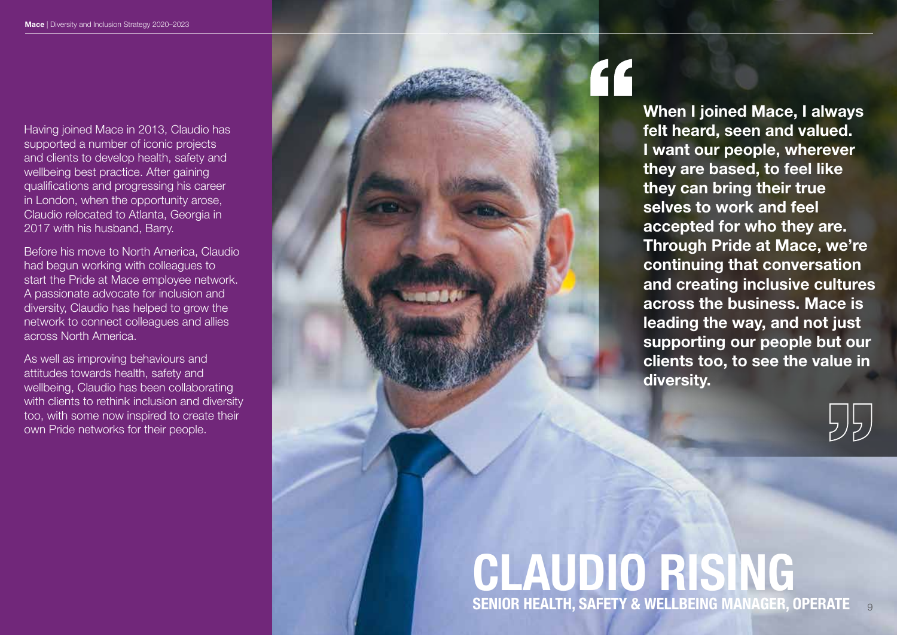# CLAUDIO RISING

## SENIOR HEALTH, SAFETY & WELLBEING MANAGER, OPERATE

Having joined Mace in 2013, Claudio has supported a number of iconic projects and clients to develop health, safety and wellbeing best practice. After gaining qualifications and progressing his career in London, when the opportunity arose, Claudio relocated to Atlanta, Georgia in 2017 with his husband, Barry.

Before his move to North America, Claudio had begun working with colleagues to start the Pride at Mace employee network. A passionate advocate for inclusion and diversity, Claudio has helped to grow the network to connect colleagues and allies across North America.

As well as improving behaviours and attitudes towards health, safety and wellbeing, Claudio has been collaborating with clients to rethink inclusion and diversity too, with some now inspired to create their own Pride networks for their people.

> **"When I joined Mace, I always felt heard, seen and valued. I want our people, wherever they are based, to feel like they can bring their true selves to work and feel accepted for who they are. Through Pride at Mace, we're continuing that conversation and creating inclusive cultures across the business. Mace is leading the way, and not just supporting our people but our clients too, to see the value in diversity."**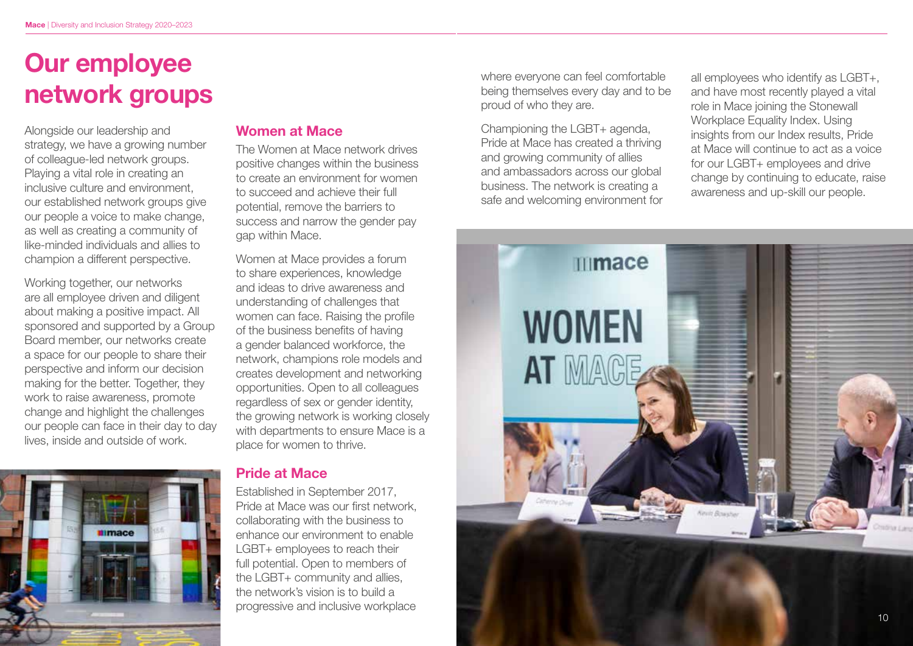# Our employee network groups

Alongside our leadership and strategy, we have a growing number of colleague-led network groups. Playing a vital role in creating an inclusive culture and environment, our established network groups give our people a voice to make change, as well as creating a community of like-minded individuals and allies to champion a different perspective.

Working together, our networks are all employee driven and diligent about making a positive impact. All sponsored and supported by a Group Board member, our networks create a space for our people to share their perspective and inform our decision making for the better. Together, they work to raise awareness, promote change and highlight the challenges our people can face in their day to day lives, inside and outside of work.

## Women at Mace

The Women at Mace network drives positive changes within the business to create an environment for women to succeed and achieve their full potential, remove the barriers to success and narrow the gender pay gap within Mace.

Women at Mace provides a forum to share experiences, knowledge and ideas to drive awareness and understanding of challenges that women can face. Raising the profile of the business benefits of having a gender balanced workforce, the network, champions role models and creates development and networking opportunities. Open to all colleagues regardless of sex or gender identity, the growing network is working closely with departments to ensure Mace is a place for women to thrive.

## Pride at Mace

Established in September 2017, Pride at Mace was our first network, collaborating with the business to enhance our environment to enable LGBT+ employees to reach their full potential. Open to members of the LGBT+ community and allies, the network's vision is to build a progressive and inclusive workplace where everyone can feel comfortable being themselves every day and to be proud of who they are.

Championing the LGBT+ agenda, Pride at Mace has created a thriving and growing community of allies and ambassadors across our global business. The network is creating a safe and welcoming environment for all employees who identify as LGBT+, and have most recently played a vital role in Mace joining the Stonewall Workplace Equality Index. Using insights from our Index results, Pride at Mace will continue to act as a voice for our LGBT+ employees and drive change by continuing to educate, raise awareness and up-skill our people.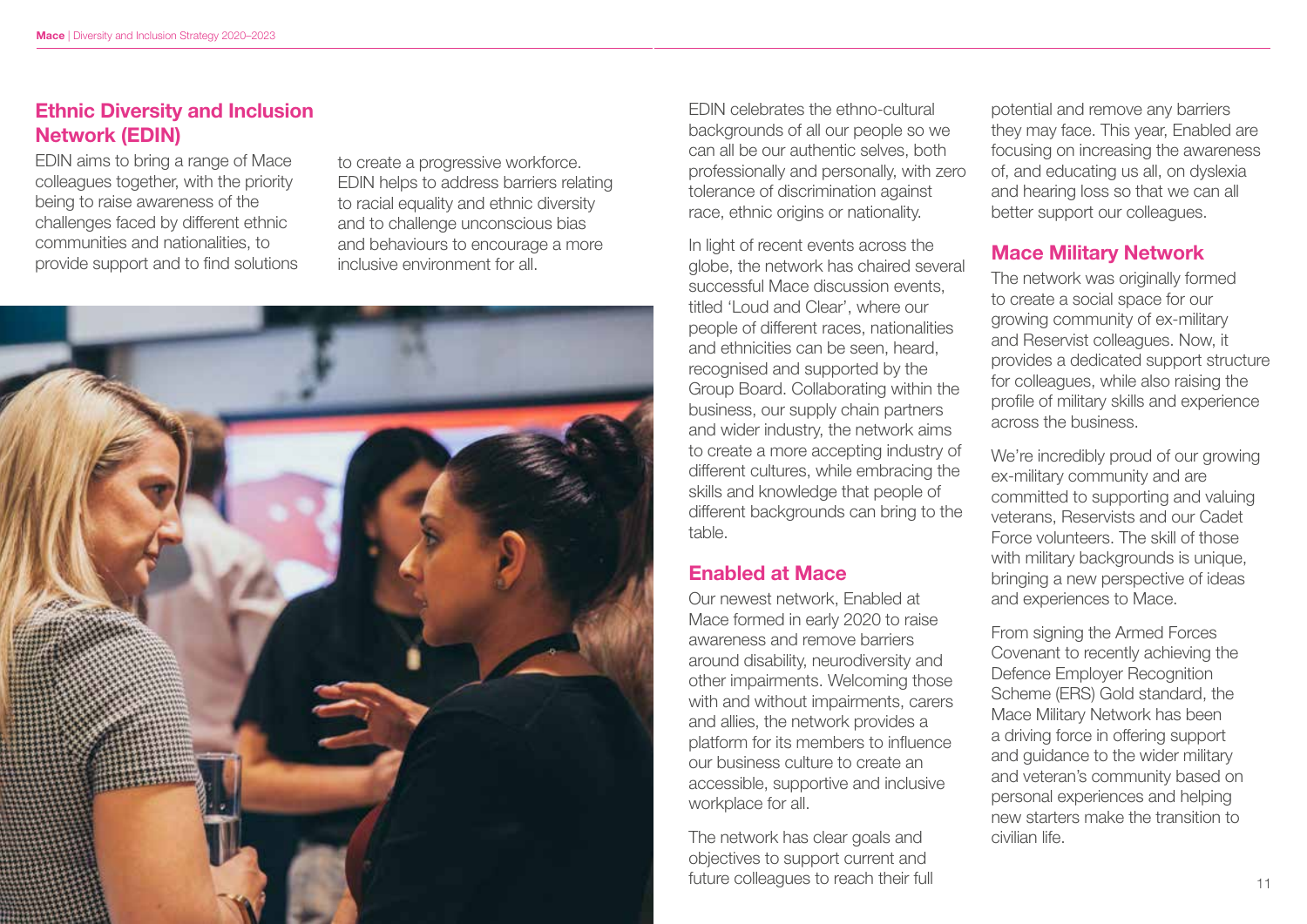## Ethnic Diversity and Inclusion Network (EDIN)

EDIN aims to bring a range of Mace colleagues together, with the priority being to raise awareness of the challenges faced by different ethnic communities and nationalities, to provide support and to find solutions to create a progressive workforce. EDIN helps to address barriers relating to racial equality and ethnic diversity and to challenge unconscious bias and behaviours to encourage a more inclusive environment for all.

EDIN celebrates the ethno-cultural backgrounds of all our people so we can all be our authentic selves, both professionally and personally, with zero tolerance of discrimination against race, ethnic origins or nationality.

In light of recent events across the globe, the network has chaired several successful Mace discussion events, titled 'Loud and Clear', where our people of different races, nationalities and ethnicities can be seen, heard, recognised and supported by the Group Board. Collaborating within the business, our supply chain partners and wider industry, the network aims to create a more accepting industry of different cultures, while embracing the skills and knowledge that people of different backgrounds can bring to the table.

## Enabled at Mace

Our newest network, Enabled at Mace formed in early 2020 to raise awareness and remove barriers around disability, neurodiversity and other impairments. Welcoming those with and without impairments, carers and allies, the network provides a platform for its members to influence our business culture to create an accessible, supportive and inclusive workplace for all.

The network has clear goals and objectives to support current and future colleagues to reach their full potential and remove any barriers they may face. This year, Enabled are focusing on increasing the awareness of, and educating us all, on dyslexia and hearing loss so that we can all better support our colleagues.

## Mace Military Network

The network was originally formed to create a social space for our growing community of ex-military and Reservist colleagues. Now, it provides a dedicated support structure for colleagues, while also raising the profile of military skills and experience across the business.

We're incredibly proud of our growing ex-military community and are committed to supporting and valuing veterans, Reservists and our Cadet Force volunteers. The skill of those with military backgrounds is unique, bringing a new perspective of ideas and experiences to Mace.

From signing the Armed Forces Covenant to recently achieving the Defence Employer Recognition Scheme (ERS) Gold standard, the Mace Military Network has been a driving force in offering support and guidance to the wider military and veteran's community based on personal experiences and helping new starters make the transition to civilian life.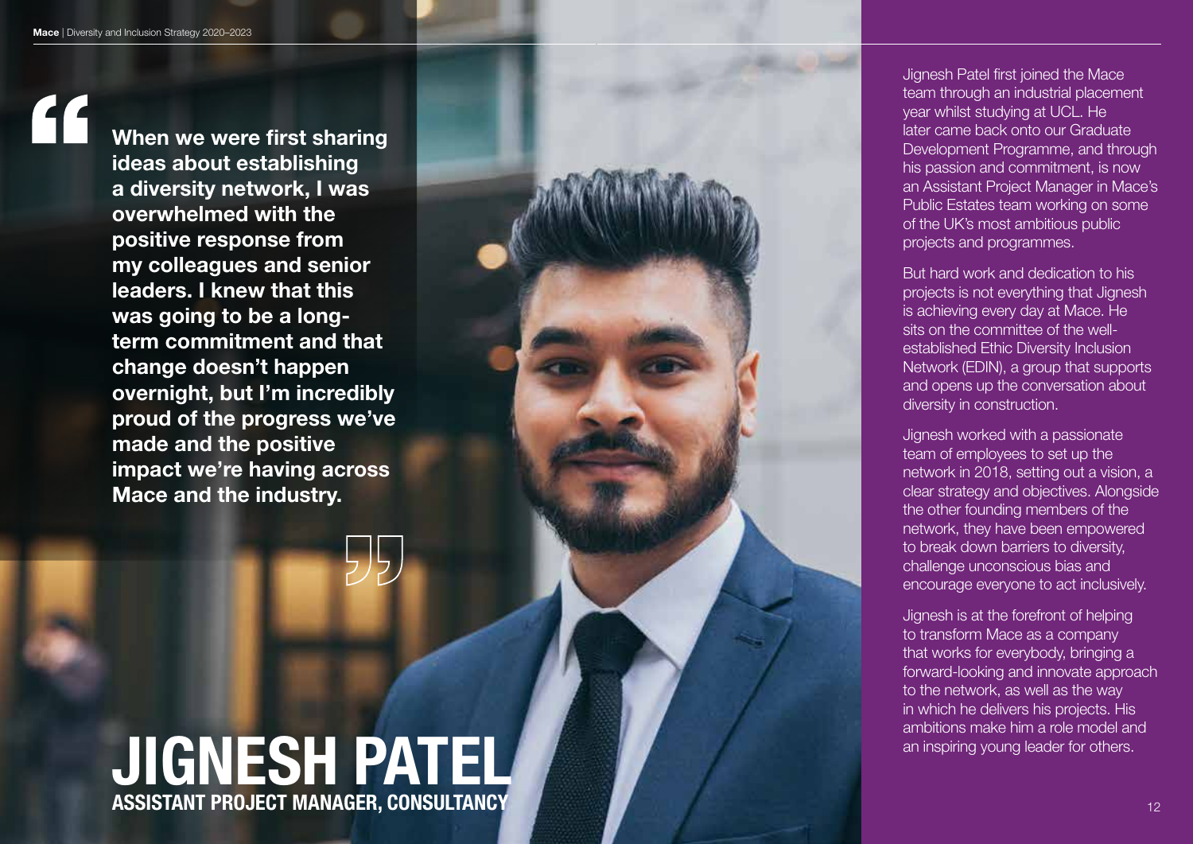> **When we were first sharing ideas about establishing a diversity network, I was overwhelmed with the positive response from my colleagues and senior leaders. I knew that this was going to be a long-term commitment and that change doesn't happen overnight, but I'm incredibly proud of the progress we've made and the positive impact we're having across Mace and the industry.**

# JIGNESH PATEL

## ASSISTANT PROJECT MANAGER, CONSULTANCY

Jignesh Patel first joined the Mace team through an industrial placement year whilst studying at UCL. He later came back onto our Graduate Development Programme, and through his passion and commitment, is now an Assistant Project Manager in Mace's Public Estates team working on some of the UK's most ambitious public projects and programmes.

But hard work and dedication to his projects is not everything that Jignesh is achieving every day at Mace. He sits on the committee of the well-established Ethic Diversity Inclusion Network (EDIN), a group that supports and opens up the conversation about diversity in construction.

Jignesh worked with a passionate team of employees to set up the network in 2018, setting out a vision, a clear strategy and objectives. Alongside the other founding members of the network, they have been empowered to break down barriers to diversity, challenge unconscious bias and encourage everyone to act inclusively.

Jignesh is at the forefront of helping to transform Mace as a company that works for everybody, bringing a forward-looking and innovate approach to the network, as well as the way in which he delivers his projects. His ambitions make him a role model and an inspiring young leader for others.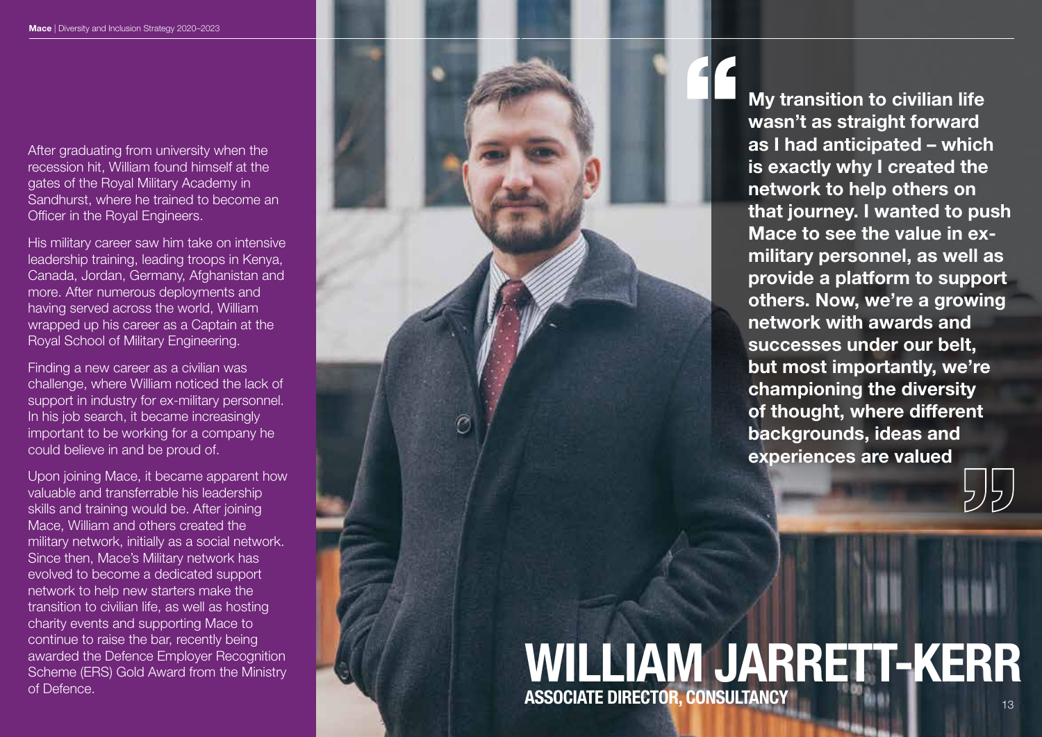# WILLIAM JARRETT-KERR

**ASSOCIATE DIRECTOR, CONSULTANCY**

After graduating from university when the recession hit, William found himself at the gates of the Royal Military Academy in Sandhurst, where he trained to become an Officer in the Royal Engineers.

His military career saw him take on intensive leadership training, leading troops in Kenya, Canada, Jordan, Germany, Afghanistan and more. After numerous deployments and having served across the world, William wrapped up his career as a Captain at the Royal School of Military Engineering.

Finding a new career as a civilian was challenge, where William noticed the lack of support in industry for ex-military personnel. In his job search, it became increasingly important to be working for a company he could believe in and be proud of.

Upon joining Mace, it became apparent how valuable and transferrable his leadership skills and training would be. After joining Mace, William and others created the military network, initially as a social network. Since then, Mace's Military network has evolved to become a dedicated support network to help new starters make the transition to civilian life, as well as hosting charity events and supporting Mace to continue to raise the bar, recently being awarded the Defence Employer Recognition Scheme (ERS) Gold Award from the Ministry of Defence.

> **"My transition to civilian life wasn't as straight forward as I had anticipated – which is exactly why I created the network to help others on that journey. I wanted to push Mace to see the value in ex-military personnel, as well as provide a platform to support others. Now, we're a growing network with awards and successes under our belt, but most importantly, we're championing the diversity of thought, where different backgrounds, ideas and experiences are valued"**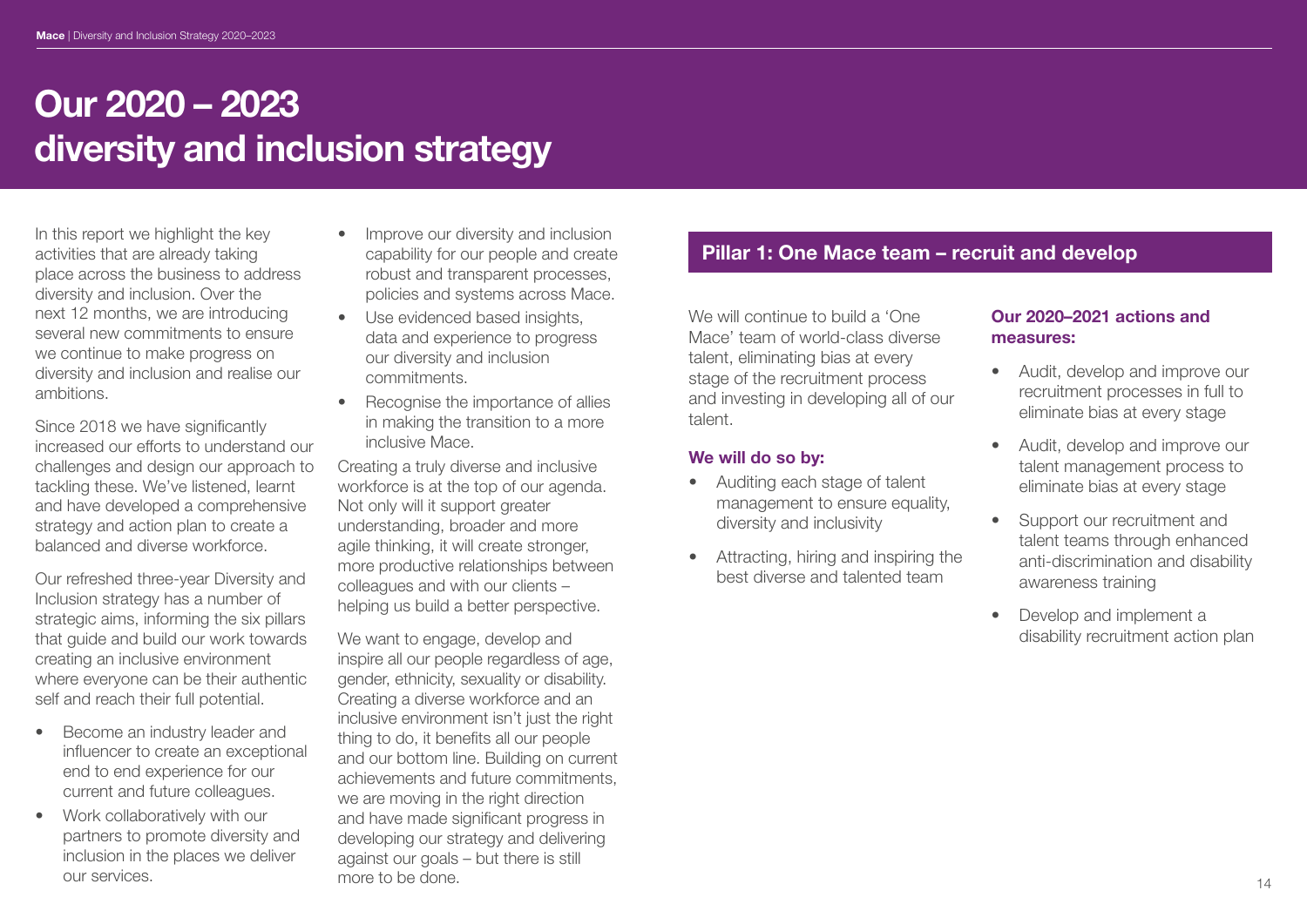# Our 2020 – 2023 diversity and inclusion strategy

In this report we highlight the key activities that are already taking place across the business to address diversity and inclusion. Over the next 12 months, we are introducing several new commitments to ensure we continue to make progress on diversity and inclusion and realise our ambitions.

Since 2018 we have significantly increased our efforts to understand our challenges and design our approach to tackling these. We've listened, learnt and have developed a comprehensive strategy and action plan to create a balanced and diverse workforce.

Our refreshed three-year Diversity and Inclusion strategy has a number of strategic aims, informing the six pillars that guide and build our work towards creating an inclusive environment where everyone can be their authentic self and reach their full potential.

- Become an industry leader and influencer to create an exceptional end to end experience for our current and future colleagues.
- Work collaboratively with our partners to promote diversity and inclusion in the places we deliver our services.
- Improve our diversity and inclusion capability for our people and create robust and transparent processes, policies and systems across Mace.
- Use evidenced based insights, data and experience to progress our diversity and inclusion commitments.
- Recognise the importance of allies in making the transition to a more inclusive Mace.

Creating a truly diverse and inclusive workforce is at the top of our agenda. Not only will it support greater understanding, broader and more agile thinking, it will create stronger, more productive relationships between colleagues and with our clients – helping us build a better perspective.

We want to engage, develop and inspire all our people regardless of age, gender, ethnicity, sexuality or disability. Creating a diverse workforce and an inclusive environment isn't just the right thing to do, it benefits all our people and our bottom line. Building on current achievements and future commitments, we are moving in the right direction and have made significant progress in developing our strategy and delivering against our goals – but there is still more to be done.

## Pillar 1: One Mace team – recruit and develop

We will continue to build a 'One Mace' team of world-class diverse talent, eliminating bias at every stage of the recruitment process and investing in developing all of our talent.

### We will do so by:

- Auditing each stage of talent management to ensure equality, diversity and inclusivity
- Attracting, hiring and inspiring the best diverse and talented team

### Our 2020–2021 actions and measures:

- Audit, develop and improve our recruitment processes in full to eliminate bias at every stage
- Audit, develop and improve our talent management process to eliminate bias at every stage
- Support our recruitment and talent teams through enhanced anti-discrimination and disability awareness training
- Develop and implement a disability recruitment action plan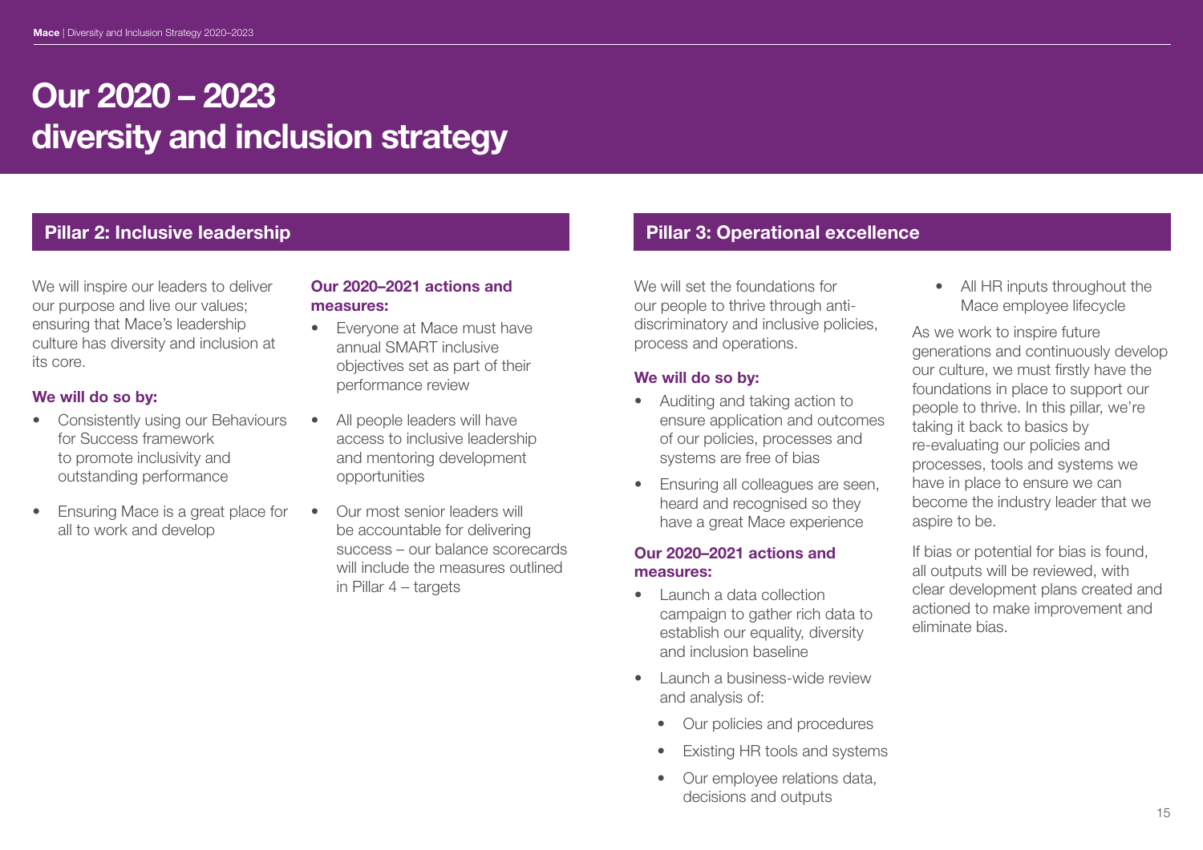# Our 2020 – 2023 diversity and inclusion strategy

## Pillar 2: Inclusive leadership

We will inspire our leaders to deliver our purpose and live our values; ensuring that Mace's leadership culture has diversity and inclusion at its core.

**We will do so by:**

- Consistently using our Behaviours for Success framework to promote inclusivity and outstanding performance
- Ensuring Mace is a great place for all to work and develop

**Our 2020–2021 actions and measures:**

- Everyone at Mace must have annual SMART inclusive objectives set as part of their performance review
- All people leaders will have access to inclusive leadership and mentoring development opportunities
- Our most senior leaders will be accountable for delivering success – our balance scorecards will include the measures outlined in Pillar 4 – targets

## Pillar 3: Operational excellence

We will set the foundations for our people to thrive through anti-discriminatory and inclusive policies, process and operations.

**We will do so by:**

- Auditing and taking action to ensure application and outcomes of our policies, processes and systems are free of bias
- Ensuring all colleagues are seen, heard and recognised so they have a great Mace experience

**Our 2020–2021 actions and measures:**

- Launch a data collection campaign to gather rich data to establish our equality, diversity and inclusion baseline
- Launch a business-wide review and analysis of:
  - Our policies and procedures
  - Existing HR tools and systems
  - Our employee relations data, decisions and outputs
  - All HR inputs throughout the Mace employee lifecycle

As we work to inspire future generations and continuously develop our culture, we must firstly have the foundations in place to support our people to thrive. In this pillar, we're taking it back to basics by re-evaluating our policies and processes, tools and systems we have in place to ensure we can become the industry leader that we aspire to be.

If bias or potential for bias is found, all outputs will be reviewed, with clear development plans created and actioned to make improvement and eliminate bias.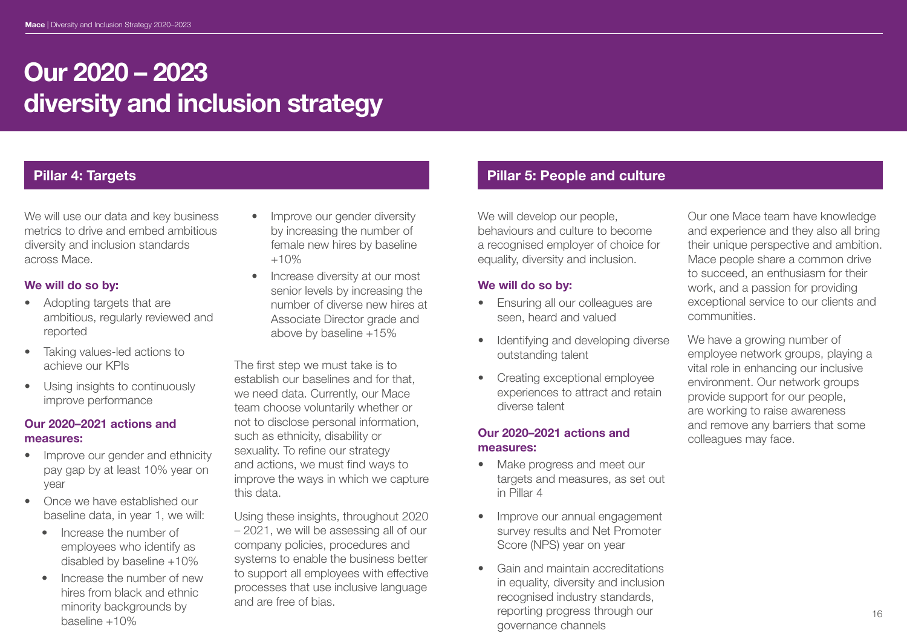# Our 2020 – 2023 diversity and inclusion strategy

## Pillar 4: Targets

We will use our data and key business metrics to drive and embed ambitious diversity and inclusion standards across Mace.

### We will do so by:

- Adopting targets that are ambitious, regularly reviewed and reported
- Taking values-led actions to achieve our KPIs
- Using insights to continuously improve performance

### Our 2020–2021 actions and measures:

- Improve our gender and ethnicity pay gap by at least 10% year on year
- Once we have established our baseline data, in year 1, we will:
  - Increase the number of employees who identify as disabled by baseline +10%
  - Increase the number of new hires from black and ethnic minority backgrounds by baseline +10%
- Improve our gender diversity by increasing the number of female new hires by baseline +10%
- Increase diversity at our most senior levels by increasing the number of diverse new hires at Associate Director grade and above by baseline +15%

The first step we must take is to establish our baselines and for that, we need data. Currently, our Mace team choose voluntarily whether or not to disclose personal information, such as ethnicity, disability or sexuality. To refine our strategy and actions, we must find ways to improve the ways in which we capture this data.

Using these insights, throughout 2020 – 2021, we will be assessing all of our company policies, procedures and systems to enable the business better to support all employees with effective processes that use inclusive language and are free of bias.

## Pillar 5: People and culture

We will develop our people, behaviours and culture to become a recognised employer of choice for equality, diversity and inclusion.

### We will do so by:

- Ensuring all our colleagues are seen, heard and valued
- Identifying and developing diverse outstanding talent
- Creating exceptional employee experiences to attract and retain diverse talent

### Our 2020–2021 actions and measures:

- Make progress and meet our targets and measures, as set out in Pillar 4
- Improve our annual engagement survey results and Net Promoter Score (NPS) year on year
- Gain and maintain accreditations in equality, diversity and inclusion recognised industry standards, reporting progress through our governance channels

Our one Mace team have knowledge and experience and they also all bring their unique perspective and ambition. Mace people share a common drive to succeed, an enthusiasm for their work, and a passion for providing exceptional service to our clients and communities.

We have a growing number of employee network groups, playing a vital role in enhancing our inclusive environment. Our network groups provide support for our people, are working to raise awareness and remove any barriers that some colleagues may face.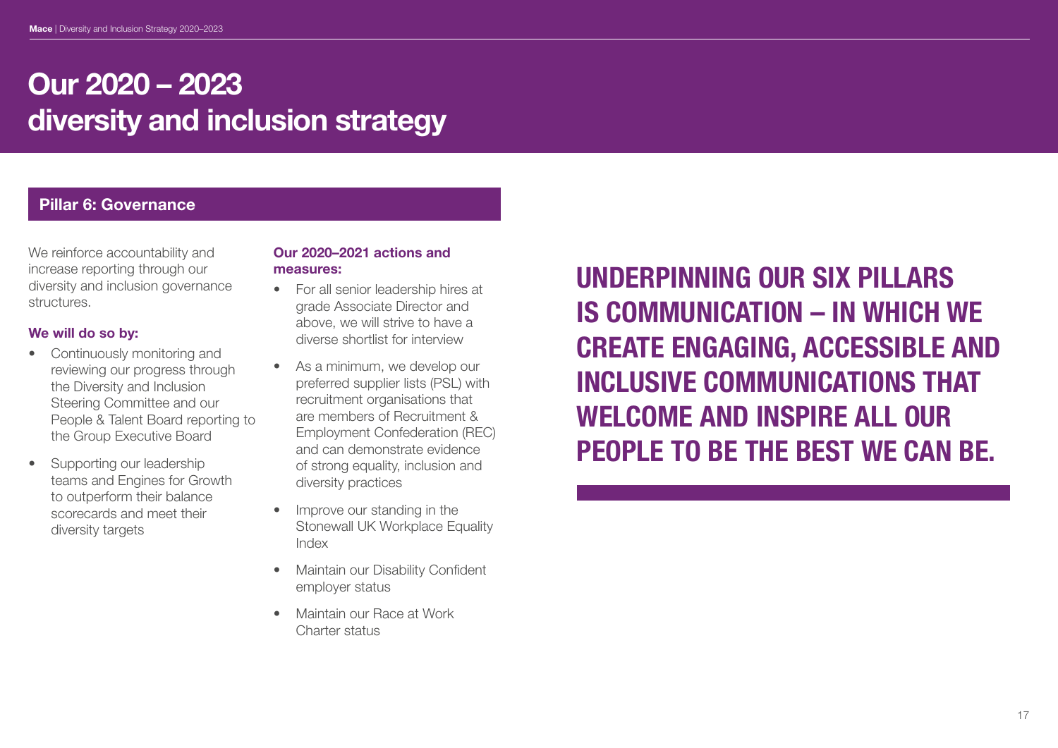# Our 2020 – 2023 diversity and inclusion strategy

## Pillar 6: Governance

We reinforce accountability and increase reporting through our diversity and inclusion governance structures.

### We will do so by:

- Continuously monitoring and reviewing our progress through the Diversity and Inclusion Steering Committee and our People & Talent Board reporting to the Group Executive Board
- Supporting our leadership teams and Engines for Growth to outperform their balance scorecards and meet their diversity targets

### Our 2020–2021 actions and measures:

- For all senior leadership hires at grade Associate Director and above, we will strive to have a diverse shortlist for interview
- As a minimum, we develop our preferred supplier lists (PSL) with recruitment organisations that are members of Recruitment & Employment Confederation (REC) and can demonstrate evidence of strong equality, inclusion and diversity practices
- Improve our standing in the Stonewall UK Workplace Equality Index
- Maintain our Disability Confident employer status
- Maintain our Race at Work Charter status

**UNDERPINNING OUR SIX PILLARS IS COMMUNICATION – IN WHICH WE CREATE ENGAGING, ACCESSIBLE AND INCLUSIVE COMMUNICATIONS THAT WELCOME AND INSPIRE ALL OUR PEOPLE TO BE THE BEST WE CAN BE.**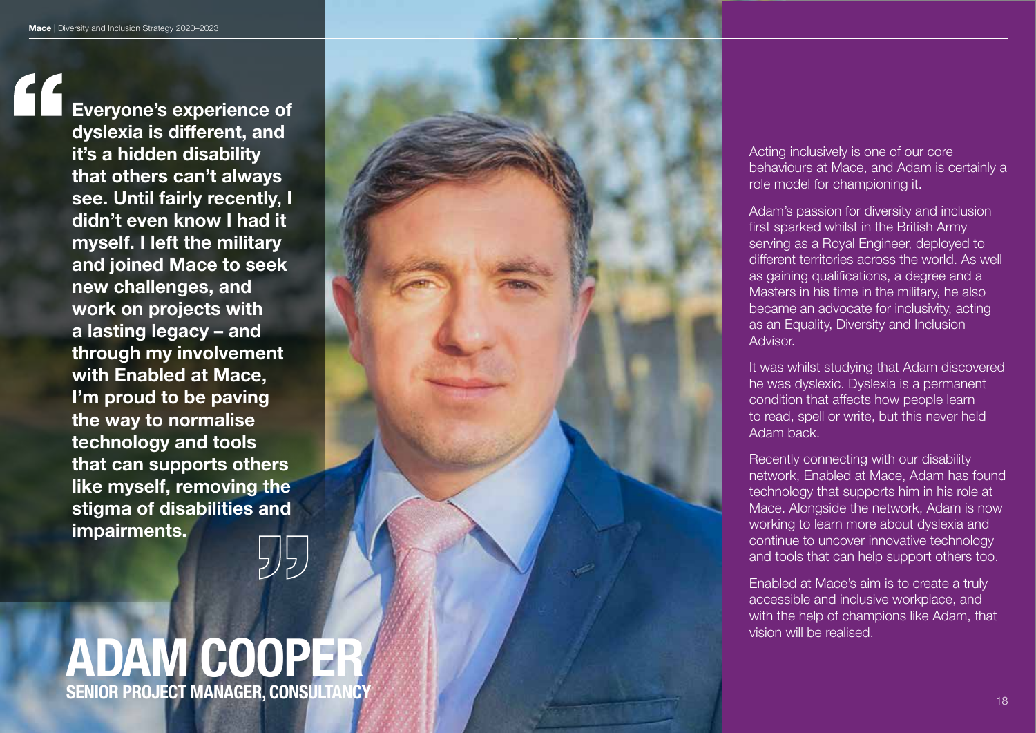> **Everyone's experience of dyslexia is different, and it's a hidden disability that others can't always see. Until fairly recently, I didn't even know I had it myself. I left the military and joined Mace to seek new challenges, and work on projects with a lasting legacy – and through my involvement with Enabled at Mace, I'm proud to be paving the way to normalise technology and tools that can supports others like myself, removing the stigma of disabilities and impairments.**

# ADAM COOPER

**SENIOR PROJECT MANAGER, CONSULTANCY**

Acting inclusively is one of our core behaviours at Mace, and Adam is certainly a role model for championing it.

Adam's passion for diversity and inclusion first sparked whilst in the British Army serving as a Royal Engineer, deployed to different territories across the world. As well as gaining qualifications, a degree and a Masters in his time in the military, he also became an advocate for inclusivity, acting as an Equality, Diversity and Inclusion Advisor.

It was whilst studying that Adam discovered he was dyslexic. Dyslexia is a permanent condition that affects how people learn to read, spell or write, but this never held Adam back.

Recently connecting with our disability network, Enabled at Mace, Adam has found technology that supports him in his role at Mace. Alongside the network, Adam is now working to learn more about dyslexia and continue to uncover innovative technology and tools that can help support others too.

Enabled at Mace's aim is to create a truly accessible and inclusive workplace, and with the help of champions like Adam, that vision will be realised.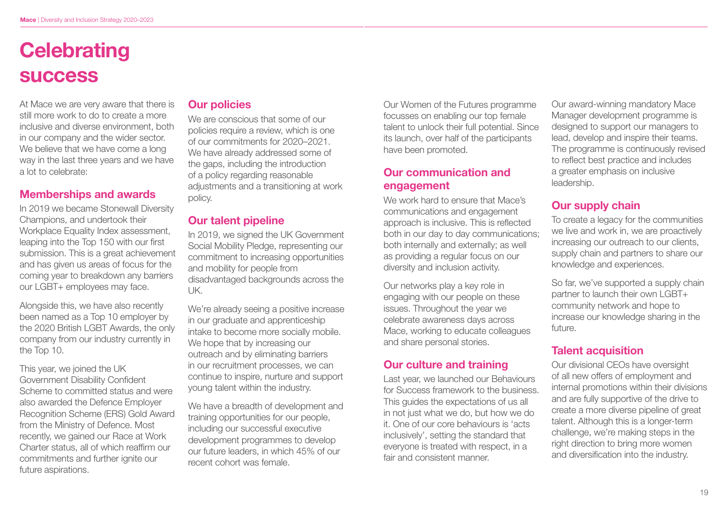# Celebrating success

At Mace we are very aware that there is still more work to do to create a more inclusive and diverse environment, both in our company and the wider sector. We believe that we have come a long way in the last three years and we have a lot to celebrate:

## Memberships and awards

In 2019 we became Stonewall Diversity Champions, and undertook their Workplace Equality Index assessment, leaping into the Top 150 with our first submission. This is a great achievement and has given us areas of focus for the coming year to breakdown any barriers our LGBT+ employees may face.

Alongside this, we have also recently been named as a Top 10 employer by the 2020 British LGBT Awards, the only company from our industry currently in the Top 10.

This year, we joined the UK Government Disability Confident Scheme to committed status and were also awarded the Defence Employer Recognition Scheme (ERS) Gold Award from the Ministry of Defence. Most recently, we gained our Race at Work Charter status, all of which reaffirm our commitments and further ignite our future aspirations.

## Our policies

We are conscious that some of our policies require a review, which is one of our commitments for 2020–2021. We have already addressed some of the gaps, including the introduction of a policy regarding reasonable adjustments and a transitioning at work policy.

## Our talent pipeline

In 2019, we signed the UK Government Social Mobility Pledge, representing our commitment to increasing opportunities and mobility for people from disadvantaged backgrounds across the UK.

We're already seeing a positive increase in our graduate and apprenticeship intake to become more socially mobile. We hope that by increasing our outreach and by eliminating barriers in our recruitment processes, we can continue to inspire, nurture and support young talent within the industry.

We have a breadth of development and training opportunities for our people, including our successful executive development programmes to develop our future leaders, in which 45% of our recent cohort was female.

Our Women of the Futures programme focusses on enabling our top female talent to unlock their full potential. Since its launch, over half of the participants have been promoted.

## Our communication and engagement

We work hard to ensure that Mace's communications and engagement approach is inclusive. This is reflected both in our day to day communications; both internally and externally; as well as providing a regular focus on our diversity and inclusion activity.

Our networks play a key role in engaging with our people on these issues. Throughout the year we celebrate awareness days across Mace, working to educate colleagues and share personal stories.

## Our culture and training

Last year, we launched our Behaviours for Success framework to the business. This guides the expectations of us all in not just what we do, but how we do it. One of our core behaviours is 'acts inclusively', setting the standard that everyone is treated with respect, in a fair and consistent manner.

Our award-winning mandatory Mace Manager development programme is designed to support our managers to lead, develop and inspire their teams. The programme is continuously revised to reflect best practice and includes a greater emphasis on inclusive leadership.

## Our supply chain

To create a legacy for the communities we live and work in, we are proactively increasing our outreach to our clients, supply chain and partners to share our knowledge and experiences.

So far, we've supported a supply chain partner to launch their own LGBT+ community network and hope to increase our knowledge sharing in the future.

## Talent acquisition

Our divisional CEOs have oversight of all new offers of employment and internal promotions within their divisions and are fully supportive of the drive to create a more diverse pipeline of great talent. Although this is a longer-term challenge, we're making steps in the right direction to bring more women and diversification into the industry.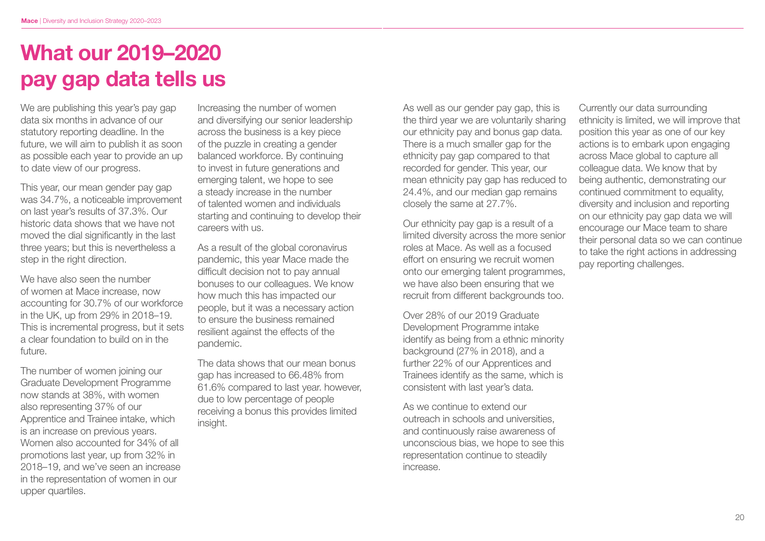# What our 2019–2020 pay gap data tells us

We are publishing this year's pay gap data six months in advance of our statutory reporting deadline. In the future, we will aim to publish it as soon as possible each year to provide an up to date view of our progress.

This year, our mean gender pay gap was 34.7%, a noticeable improvement on last year's results of 37.3%. Our historic data shows that we have not moved the dial significantly in the last three years; but this is nevertheless a step in the right direction.

We have also seen the number of women at Mace increase, now accounting for 30.7% of our workforce in the UK, up from 29% in 2018–19. This is incremental progress, but it sets a clear foundation to build on in the future.

The number of women joining our Graduate Development Programme now stands at 38%, with women also representing 37% of our Apprentice and Trainee intake, which is an increase on previous years. Women also accounted for 34% of all promotions last year, up from 32% in 2018–19, and we've seen an increase in the representation of women in our upper quartiles.

Increasing the number of women and diversifying our senior leadership across the business is a key piece of the puzzle in creating a gender balanced workforce. By continuing to invest in future generations and emerging talent, we hope to see a steady increase in the number of talented women and individuals starting and continuing to develop their careers with us.

As a result of the global coronavirus pandemic, this year Mace made the difficult decision not to pay annual bonuses to our colleagues. We know how much this has impacted our people, but it was a necessary action to ensure the business remained resilient against the effects of the pandemic.

The data shows that our mean bonus gap has increased to 66.48% from 61.6% compared to last year. however, due to low percentage of people receiving a bonus this provides limited insight.

As well as our gender pay gap, this is the third year we are voluntarily sharing our ethnicity pay and bonus gap data. There is a much smaller gap for the ethnicity pay gap compared to that recorded for gender. This year, our mean ethnicity pay gap has reduced to 24.4%, and our median gap remains closely the same at 27.7%.

Our ethnicity pay gap is a result of a limited diversity across the more senior roles at Mace. As well as a focused effort on ensuring we recruit women onto our emerging talent programmes, we have also been ensuring that we recruit from different backgrounds too.

Over 28% of our 2019 Graduate Development Programme intake identify as being from a ethnic minority background (27% in 2018), and a further 22% of our Apprentices and Trainees identify as the same, which is consistent with last year's data.

As we continue to extend our outreach in schools and universities, and continuously raise awareness of unconscious bias, we hope to see this representation continue to steadily increase.

Currently our data surrounding ethnicity is limited, we will improve that position this year as one of our key actions is to embark upon engaging across Mace global to capture all colleague data. We know that by being authentic, demonstrating our continued commitment to equality, diversity and inclusion and reporting on our ethnicity pay gap data we will encourage our Mace team to share their personal data so we can continue to take the right actions in addressing pay reporting challenges.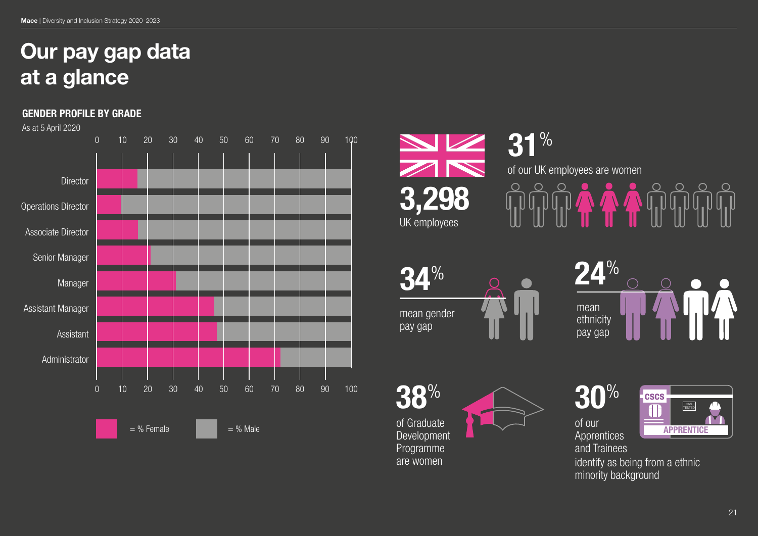# Our pay gap data at a glance

## GENDER PROFILE BY GRADE

As at 5 April 2020

| Grade | % Female | % Male |
|---|---|---|
| Director | 16 | 84 |
| Operations Director | 10 | 90 |
| Associate Director | 16 | 84 |
| Senior Manager | 21 | 79 |
| Manager | 31 | 69 |
| Assistant Manager | 46 | 54 |
| Assistant | 47 | 53 |
| Administrator | 72 | 28 |

■ = % Female ■ = % Male

**3,298** UK employees

**31%** of our UK employees are women

**34%** mean gender pay gap

**24%** mean ethnicity pay gap

**38%** of Graduate Development Programme are women

**30%** of our Apprentices and Trainees identify as being from a ethnic minority background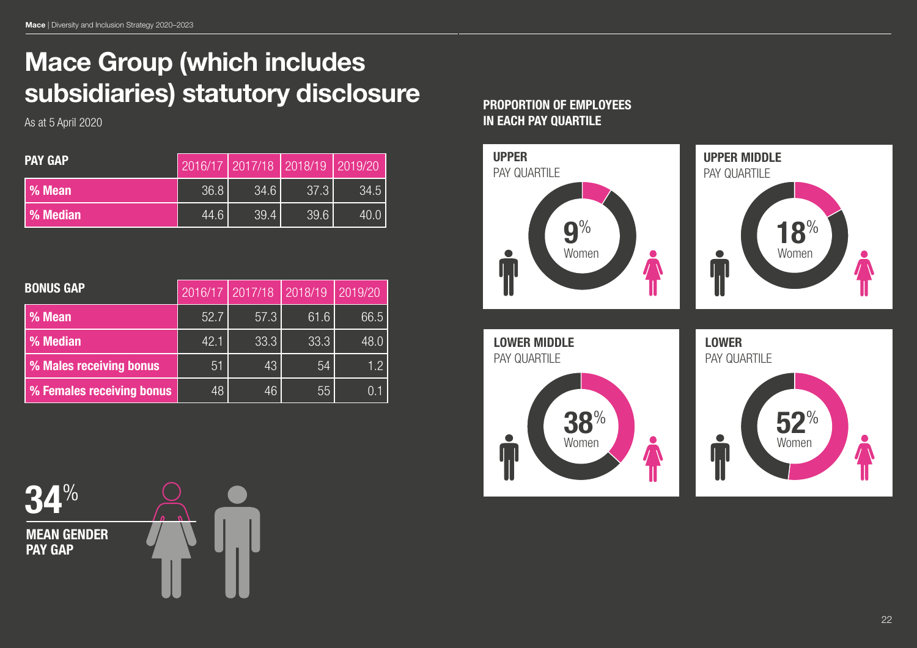# Mace Group (which includes subsidiaries) statutory disclosure

As at 5 April 2020

| PAY GAP | 2016/17 | 2017/18 | 2018/19 | 2019/20 |
|---|---|---|---|---|
| % Mean | 36.8 | 34.6 | 37.3 | 34.5 |
| % Median | 44.6 | 39.4 | 39.6 | 40.0 |

| BONUS GAP | 2016/17 | 2017/18 | 2018/19 | 2019/20 |
|---|---|---|---|---|
| % Mean | 52.7 | 57.3 | 61.6 | 66.5 |
| % Median | 42.1 | 33.3 | 33.3 | 48.0 |
| % Males receiving bonus | 51 | 43 | 54 | 1.2 |
| % Females receiving bonus | 48 | 46 | 55 | 0.1 |

**34%**

**MEAN GENDER PAY GAP**

## PROPORTION OF EMPLOYEES IN EACH PAY QUARTILE

**UPPER** PAY QUARTILE: 9% Women

**UPPER MIDDLE** PAY QUARTILE: 18% Women

**LOWER MIDDLE** PAY QUARTILE: 38% Women

**LOWER** PAY QUARTILE: 52% Women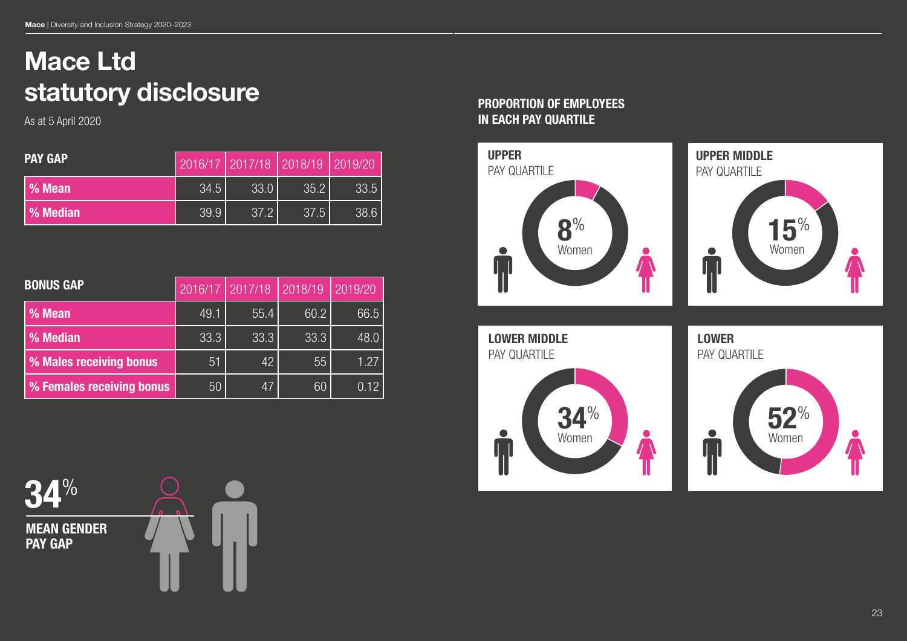# Mace Ltd statutory disclosure

As at 5 April 2020

| PAY GAP | 2016/17 | 2017/18 | 2018/19 | 2019/20 |
|---|---|---|---|---|
| % Mean | 34.5 | 33.0 | 35.2 | 33.5 |
| % Median | 39.9 | 37.2 | 37.5 | 38.6 |

| BONUS GAP | 2016/17 | 2017/18 | 2018/19 | 2019/20 |
|---|---|---|---|---|
| % Mean | 49.1 | 55.4 | 60.2 | 66.5 |
| % Median | 33.3 | 33.3 | 33.3 | 48.0 |
| % Males receiving bonus | 51 | 42 | 55 | 1.27 |
| % Females receiving bonus | 50 | 47 | 60 | 0.12 |

**34%**

**MEAN GENDER PAY GAP**

## PROPORTION OF EMPLOYEES IN EACH PAY QUARTILE

**UPPER** PAY QUARTILE

8% Women

**UPPER MIDDLE** PAY QUARTILE

15% Women

**LOWER MIDDLE** PAY QUARTILE

34% Women

**LOWER** PAY QUARTILE

52% Women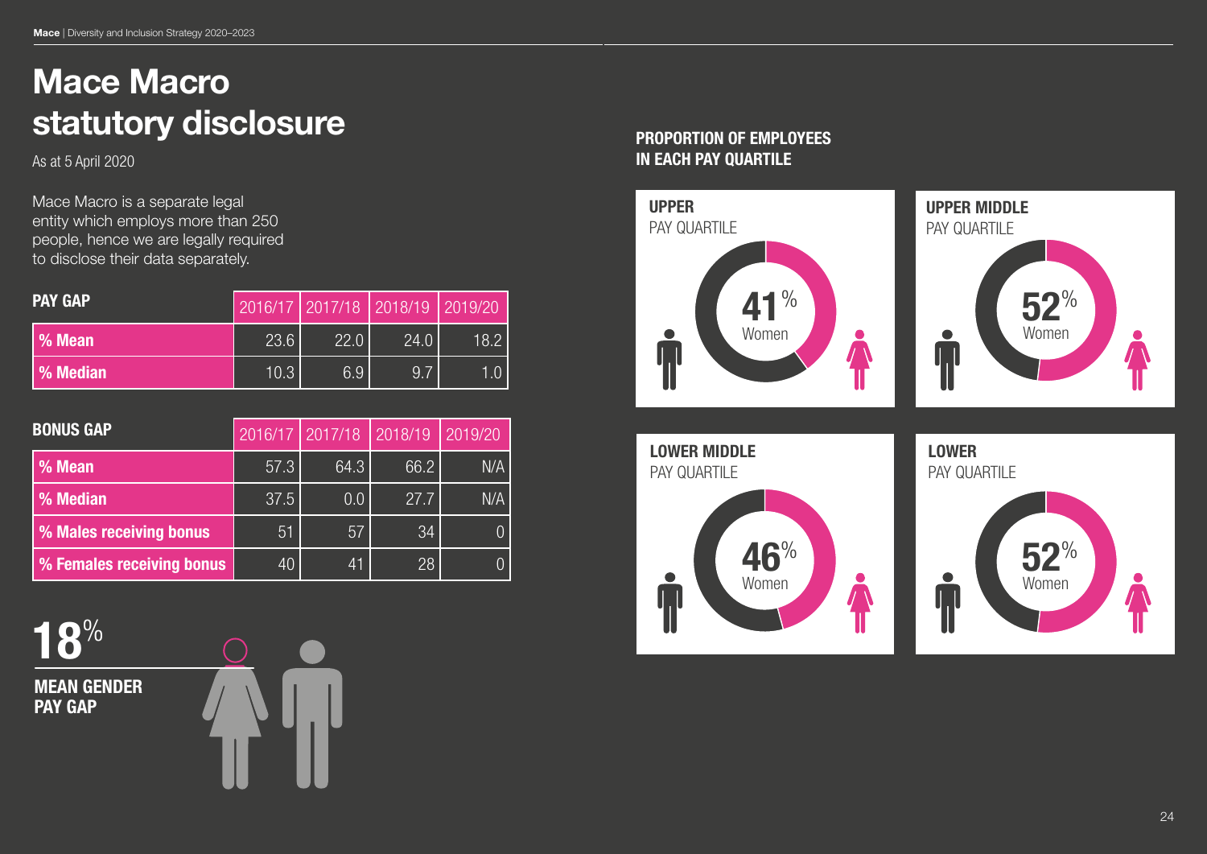# Mace Macro statutory disclosure

As at 5 April 2020

Mace Macro is a separate legal entity which employs more than 250 people, hence we are legally required to disclose their data separately.

| PAY GAP | 2016/17 | 2017/18 | 2018/19 | 2019/20 |
|---|---|---|---|---|
| % Mean | 23.6 | 22.0 | 24.0 | 18.2 |
| % Median | 10.3 | 6.9 | 9.7 | 1.0 |

| BONUS GAP | 2016/17 | 2017/18 | 2018/19 | 2019/20 |
|---|---|---|---|---|
| % Mean | 57.3 | 64.3 | 66.2 | N/A |
| % Median | 37.5 | 0.0 | 27.7 | N/A |
| % Males receiving bonus | 51 | 57 | 34 | 0 |
| % Females receiving bonus | 40 | 41 | 28 | 0 |

**18%**

**MEAN GENDER PAY GAP**

## PROPORTION OF EMPLOYEES IN EACH PAY QUARTILE

**UPPER** PAY QUARTILE: 41% Women

**UPPER MIDDLE** PAY QUARTILE: 52% Women

**LOWER MIDDLE** PAY QUARTILE: 46% Women

**LOWER** PAY QUARTILE: 52% Women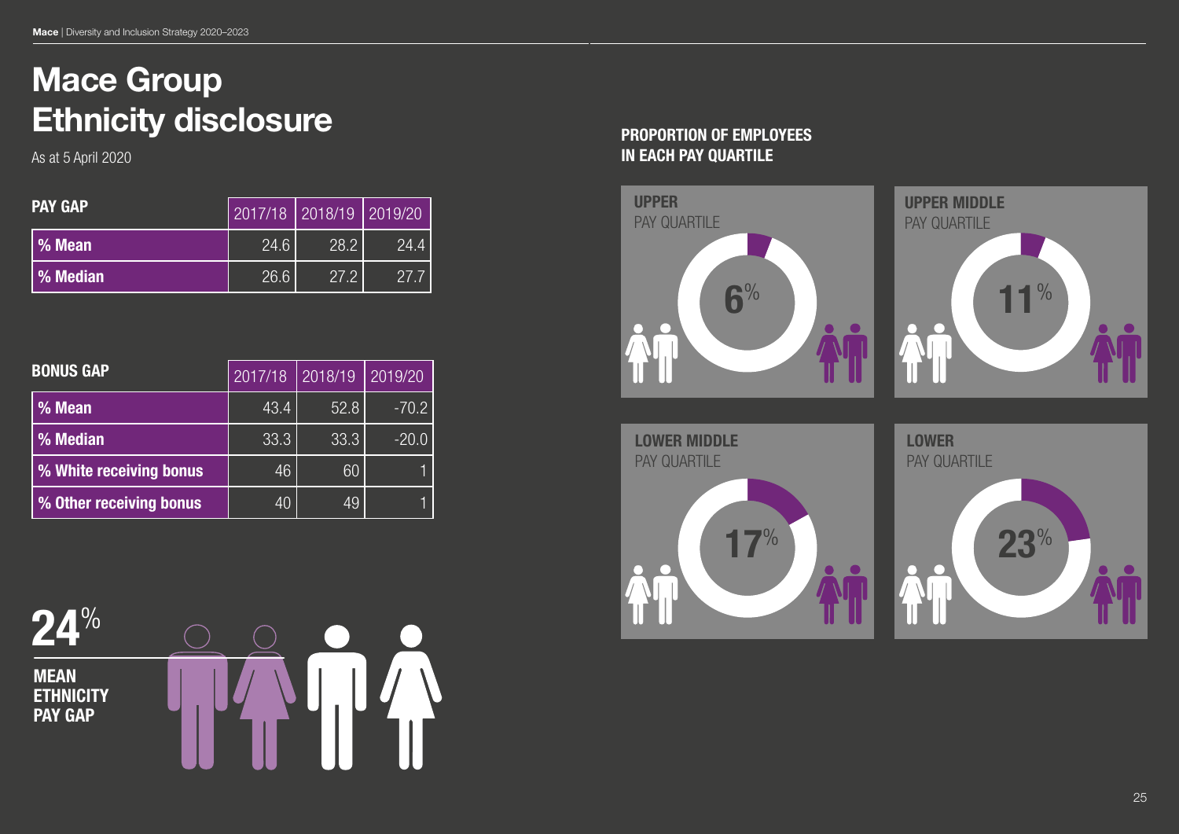# Mace Group Ethnicity disclosure

As at 5 April 2020

| PAY GAP | 2017/18 | 2018/19 | 2019/20 |
|---|---|---|---|
| % Mean | 24.6 | 28.2 | 24.4 |
| % Median | 26.6 | 27.2 | 27.7 |

| BONUS GAP | 2017/18 | 2018/19 | 2019/20 |
|---|---|---|---|
| % Mean | 43.4 | 52.8 | -70.2 |
| % Median | 33.3 | 33.3 | -20.0 |
| % White receiving bonus | 46 | 60 | 1 |
| % Other receiving bonus | 40 | 49 | 1 |

**24%**

**MEAN ETHNICITY PAY GAP**

## PROPORTION OF EMPLOYEES IN EACH PAY QUARTILE

**UPPER** PAY QUARTILE

6%

**UPPER MIDDLE** PAY QUARTILE

11%

**LOWER MIDDLE** PAY QUARTILE

17%

**LOWER** PAY QUARTILE

23%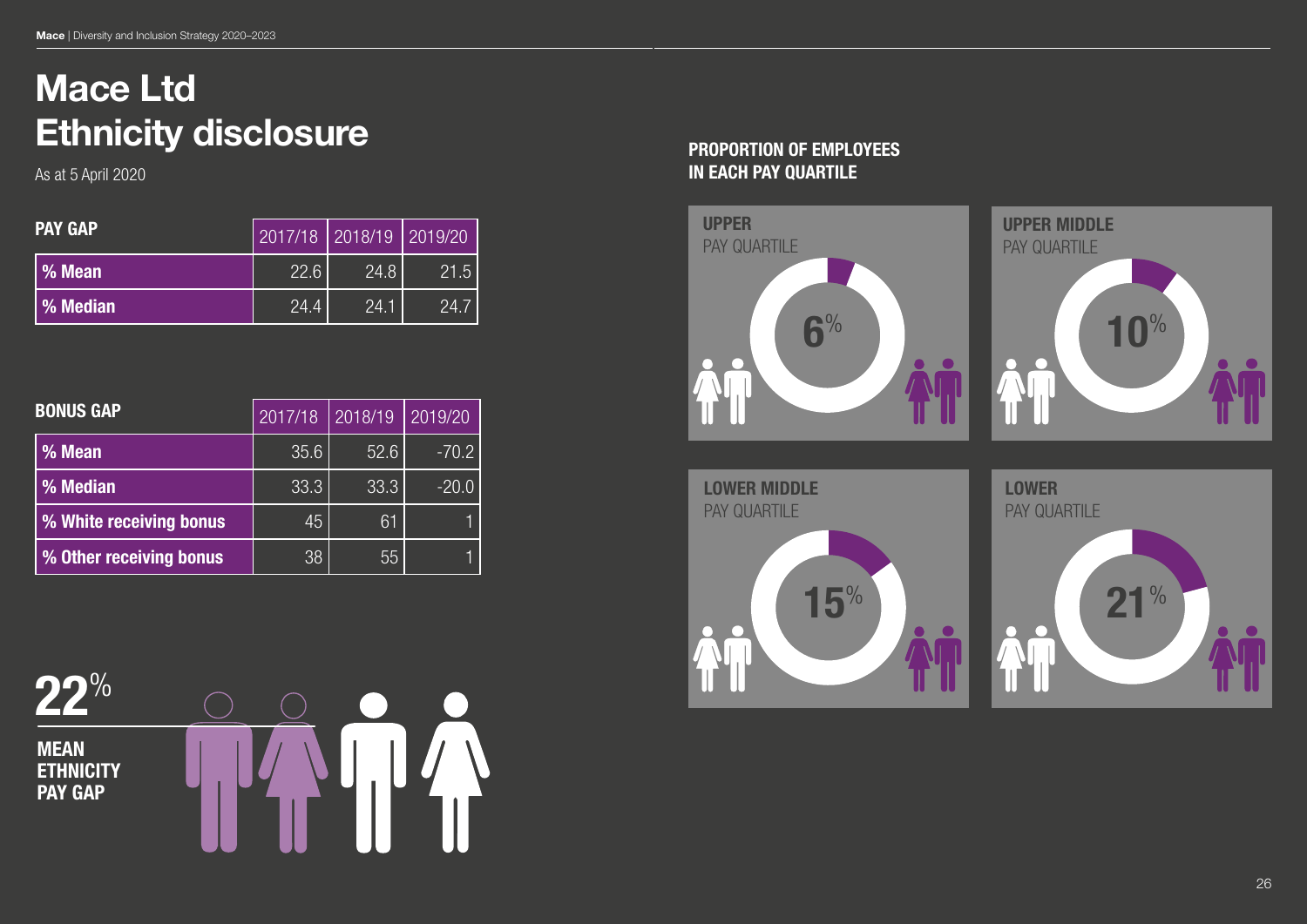# Mace Ltd
# Ethnicity disclosure

As at 5 April 2020

| PAY GAP | 2017/18 | 2018/19 | 2019/20 |
|---|---|---|---|
| % Mean | 22.6 | 24.8 | 21.5 |
| % Median | 24.4 | 24.1 | 24.7 |

| BONUS GAP | 2017/18 | 2018/19 | 2019/20 |
|---|---|---|---|
| % Mean | 35.6 | 52.6 | -70.2 |
| % Median | 33.3 | 33.3 | -20.0 |
| % White receiving bonus | 45 | 61 | 1 |
| % Other receiving bonus | 38 | 55 | 1 |

**22%**

**MEAN ETHNICITY PAY GAP**

## PROPORTION OF EMPLOYEES IN EACH PAY QUARTILE

**UPPER** PAY QUARTILE

6%

**UPPER MIDDLE** PAY QUARTILE

10%

**LOWER MIDDLE** PAY QUARTILE

15%

**LOWER** PAY QUARTILE

21%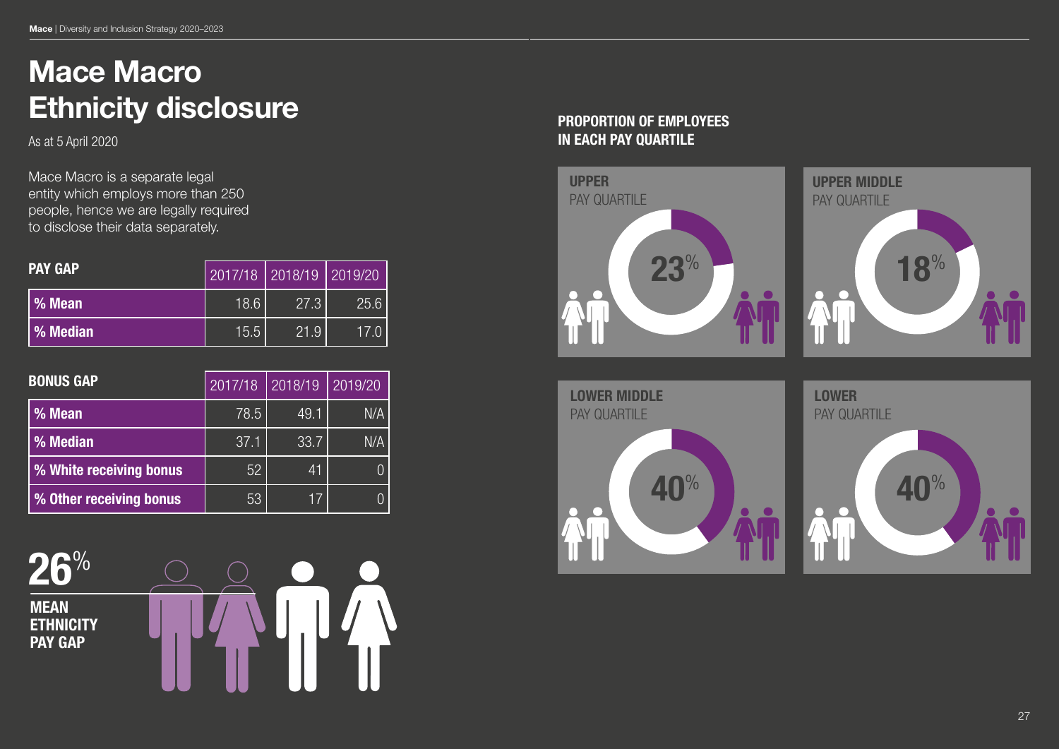# Mace Macro Ethnicity disclosure

As at 5 April 2020

Mace Macro is a separate legal entity which employs more than 250 people, hence we are legally required to disclose their data separately.

| PAY GAP | 2017/18 | 2018/19 | 2019/20 |
|---|---|---|---|
| % Mean | 18.6 | 27.3 | 25.6 |
| % Median | 15.5 | 21.9 | 17.0 |

| BONUS GAP | 2017/18 | 2018/19 | 2019/20 |
|---|---|---|---|
| % Mean | 78.5 | 49.1 | N/A |
| % Median | 37.1 | 33.7 | N/A |
| % White receiving bonus | 52 | 41 | 0 |
| % Other receiving bonus | 53 | 17 | 0 |

**26%**

**MEAN ETHNICITY PAY GAP**

## PROPORTION OF EMPLOYEES IN EACH PAY QUARTILE

**UPPER** PAY QUARTILE

23%

**UPPER MIDDLE** PAY QUARTILE

18%

**LOWER MIDDLE** PAY QUARTILE

40%

**LOWER** PAY QUARTILE

40%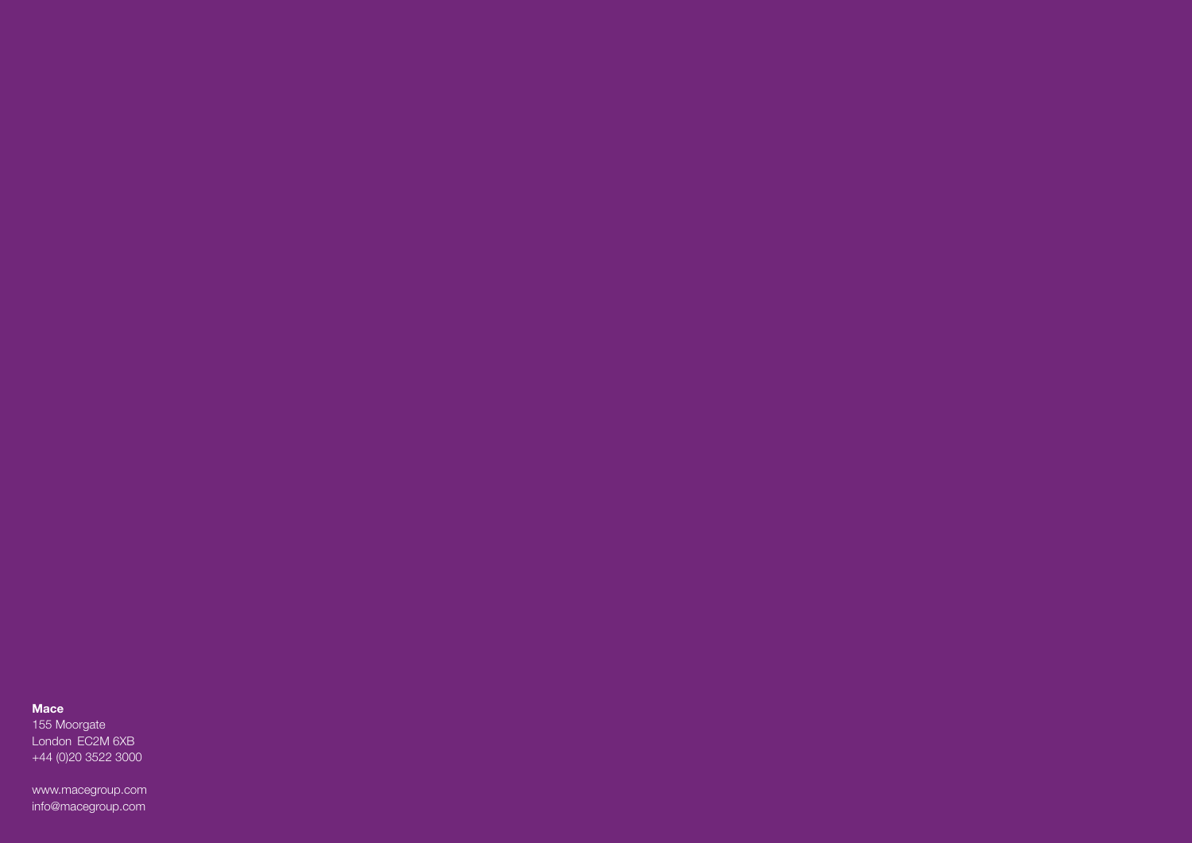**Mace**
155 Moorgate
London  EC2M 6XB
+44 (0)20 3522 3000

www.macegroup.com
info@macegroup.com